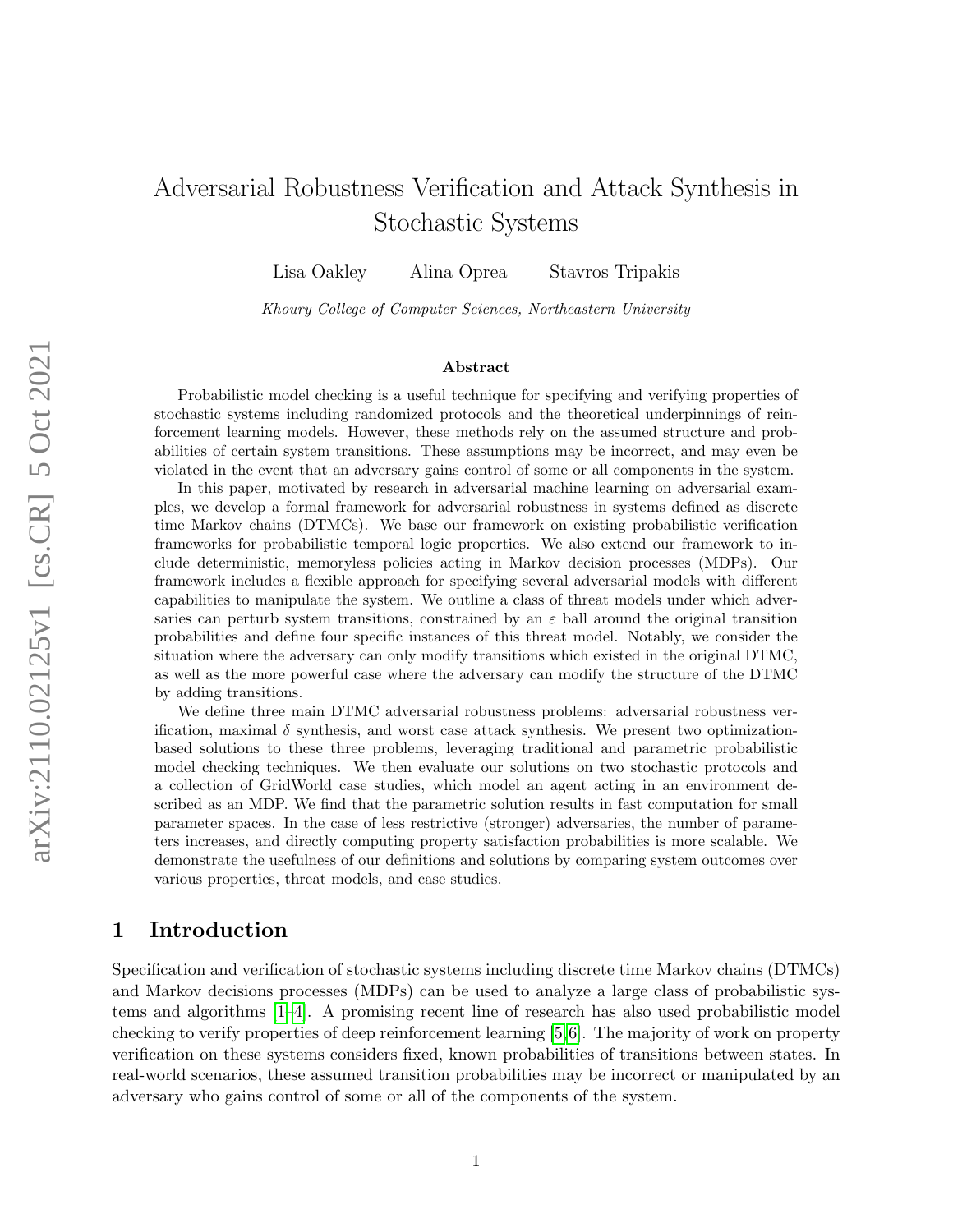# Adversarial Robustness Verification and Attack Synthesis in Stochastic Systems

Lisa Oakley    Alina Oprea    Stavros Tripakis

*Khoury College of Computer Sciences, Northeastern University*

### Abstract

Probabilistic model checking is a useful technique for specifying and verifying properties of stochastic systems including randomized protocols and the theoretical underpinnings of reinforcement learning models. However, these methods rely on the assumed structure and probabilities of certain system transitions. These assumptions may be incorrect, and may even be violated in the event that an adversary gains control of some or all components in the system.

In this paper, motivated by research in adversarial machine learning on adversarial examples, we develop a formal framework for adversarial robustness in systems defined as discrete time Markov chains (DTMCs). We base our framework on existing probabilistic verification frameworks for probabilistic temporal logic properties. We also extend our framework to include deterministic, memoryless policies acting in Markov decision processes (MDPs). Our framework includes a flexible approach for specifying several adversarial models with different capabilities to manipulate the system. We outline a class of threat models under which adversaries can perturb system transitions, constrained by an $\varepsilon$ ball around the original transition probabilities and define four specific instances of this threat model. Notably, we consider the situation where the adversary can only modify transitions which existed in the original DTMC, as well as the more powerful case where the adversary can modify the structure of the DTMC by adding transitions.

We define three main DTMC adversarial robustness problems: adversarial robustness verification, maximal $\delta$ synthesis, and worst case attack synthesis. We present two optimization-based solutions to these three problems, leveraging traditional and parametric probabilistic model checking techniques. We then evaluate our solutions on two stochastic protocols and a collection of GridWorld case studies, which model an agent acting in an environment described as an MDP. We find that the parametric solution results in fast computation for small parameter spaces. In the case of less restrictive (stronger) adversaries, the number of parameters increases, and directly computing property satisfaction probabilities is more scalable. We demonstrate the usefulness of our definitions and solutions by comparing system outcomes over various properties, threat models, and case studies.

## 1 Introduction

Specification and verification of stochastic systems including discrete time Markov chains (DTMCs) and Markov decisions processes (MDPs) can be used to analyze a large class of probabilistic systems and algorithms [1–4]. A promising recent line of research has also used probabilistic model checking to verify properties of deep reinforcement learning [5,6]. The majority of work on property verification on these systems considers fixed, known probabilities of transitions between states. In real-world scenarios, these assumed transition probabilities may be incorrect or manipulated by an adversary who gains control of some or all of the components of the system.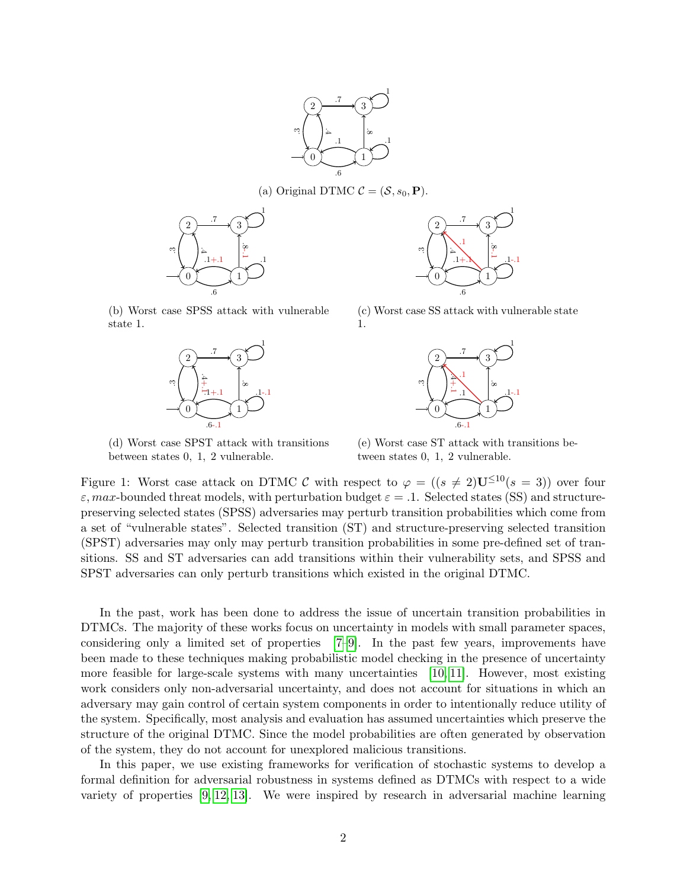(a) Original DTMC $\mathcal{C} = (\mathcal{S}, s_0, \mathbf{P})$.

(b) Worst case SPSS attack with vulnerable state 1.

(c) Worst case SS attack with vulnerable state 1.

(d) Worst case SPST attack with transitions between states 0, 1, 2 vulnerable.

(e) Worst case ST attack with transitions between states 0, 1, 2 vulnerable.

Figure 1: Worst case attack on DTMC $\mathcal{C}$ with respect to $\varphi = ((s \neq 2)\mathbf{U}^{\leq 10}(s = 3))$ over four $\varepsilon, max$-bounded threat models, with perturbation budget $\varepsilon = .1$. Selected states (SS) and structure-preserving selected states (SPSS) adversaries may perturb transition probabilities which come from a set of "vulnerable states". Selected transition (ST) and structure-preserving selected transition (SPST) adversaries may only may perturb transition probabilities in some pre-defined set of transitions. SS and ST adversaries can add transitions within their vulnerability sets, and SPSS and SPST adversaries can only perturb transitions which existed in the original DTMC.

In the past, work has been done to address the issue of uncertain transition probabilities in DTMCs. The majority of these works focus on uncertainty in models with small parameter spaces, considering only a limited set of properties [7–9]. In the past few years, improvements have been made to these techniques making probabilistic model checking in the presence of uncertainty more feasible for large-scale systems with many uncertainties [10, 11]. However, most existing work considers only non-adversarial uncertainty, and does not account for situations in which an adversary may gain control of certain system components in order to intentionally reduce utility of the system. Specifically, most analysis and evaluation has assumed uncertainties which preserve the structure of the original DTMC. Since the model probabilities are often generated by observation of the system, they do not account for unexplored malicious transitions.

In this paper, we use existing frameworks for verification of stochastic systems to develop a formal definition for adversarial robustness in systems defined as DTMCs with respect to a wide variety of properties [9, 12, 13]. We were inspired by research in adversarial machine learning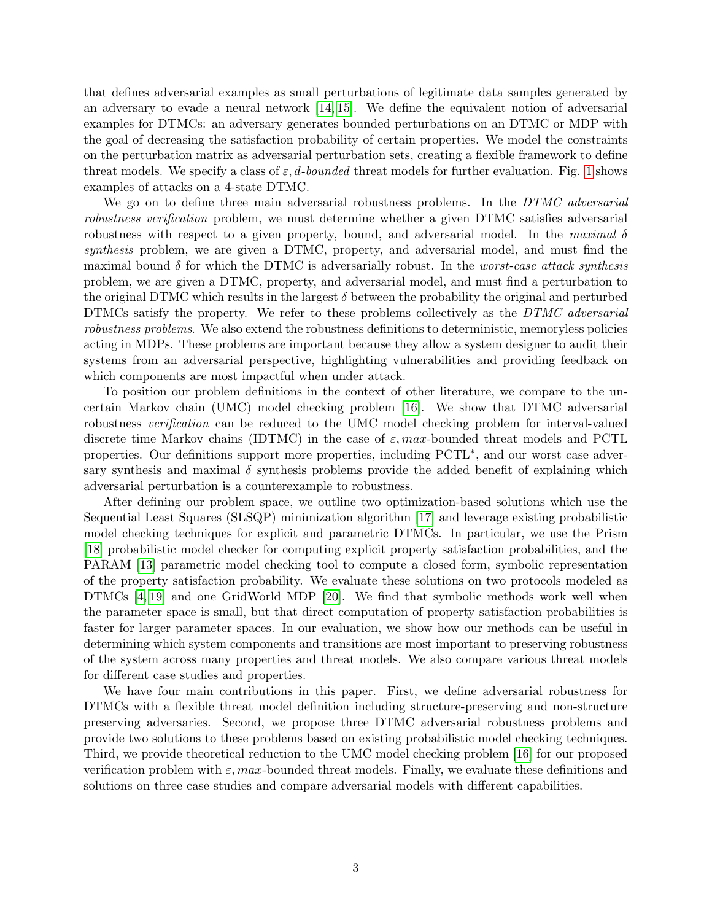that defines adversarial examples as small perturbations of legitimate data samples generated by an adversary to evade a neural network [14, 15]. We define the equivalent notion of adversarial examples for DTMCs: an adversary generates bounded perturbations on an DTMC or MDP with the goal of decreasing the satisfaction probability of certain properties. We model the constraints on the perturbation matrix as adversarial perturbation sets, creating a flexible framework to define threat models. We specify a class of $\varepsilon, d$*-bounded* threat models for further evaluation. Fig. 1 shows examples of attacks on a 4-state DTMC.

We go on to define three main adversarial robustness problems. In the *DTMC adversarial robustness verification* problem, we must determine whether a given DTMC satisfies adversarial robustness with respect to a given property, bound, and adversarial model. In the *maximal* $\delta$ *synthesis* problem, we are given a DTMC, property, and adversarial model, and must find the maximal bound $\delta$ for which the DTMC is adversarially robust. In the *worst-case attack synthesis* problem, we are given a DTMC, property, and adversarial model, and must find a perturbation to the original DTMC which results in the largest $\delta$ between the probability the original and perturbed DTMCs satisfy the property. We refer to these problems collectively as the *DTMC adversarial robustness problems*. We also extend the robustness definitions to deterministic, memoryless policies acting in MDPs. These problems are important because they allow a system designer to audit their systems from an adversarial perspective, highlighting vulnerabilities and providing feedback on which components are most impactful when under attack.

To position our problem definitions in the context of other literature, we compare to the uncertain Markov chain (UMC) model checking problem [16]. We show that DTMC adversarial robustness *verification* can be reduced to the UMC model checking problem for interval-valued discrete time Markov chains (IDTMC) in the case of $\varepsilon, max$-bounded threat models and PCTL properties. Our definitions support more properties, including PCTL$^*$, and our worst case adversary synthesis and maximal $\delta$ synthesis problems provide the added benefit of explaining which adversarial perturbation is a counterexample to robustness.

After defining our problem space, we outline two optimization-based solutions which use the Sequential Least Squares (SLSQP) minimization algorithm [17] and leverage existing probabilistic model checking techniques for explicit and parametric DTMCs. In particular, we use the Prism [18] probabilistic model checker for computing explicit property satisfaction probabilities, and the PARAM [13] parametric model checking tool to compute a closed form, symbolic representation of the property satisfaction probability. We evaluate these solutions on two protocols modeled as DTMCs [4, 19] and one GridWorld MDP [20]. We find that symbolic methods work well when the parameter space is small, but that direct computation of property satisfaction probabilities is faster for larger parameter spaces. In our evaluation, we show how our methods can be useful in determining which system components and transitions are most important to preserving robustness of the system across many properties and threat models. We also compare various threat models for different case studies and properties.

We have four main contributions in this paper. First, we define adversarial robustness for DTMCs with a flexible threat model definition including structure-preserving and non-structure preserving adversaries. Second, we propose three DTMC adversarial robustness problems and provide two solutions to these problems based on existing probabilistic model checking techniques. Third, we provide theoretical reduction to the UMC model checking problem [16] for our proposed verification problem with $\varepsilon, max$-bounded threat models. Finally, we evaluate these definitions and solutions on three case studies and compare adversarial models with different capabilities.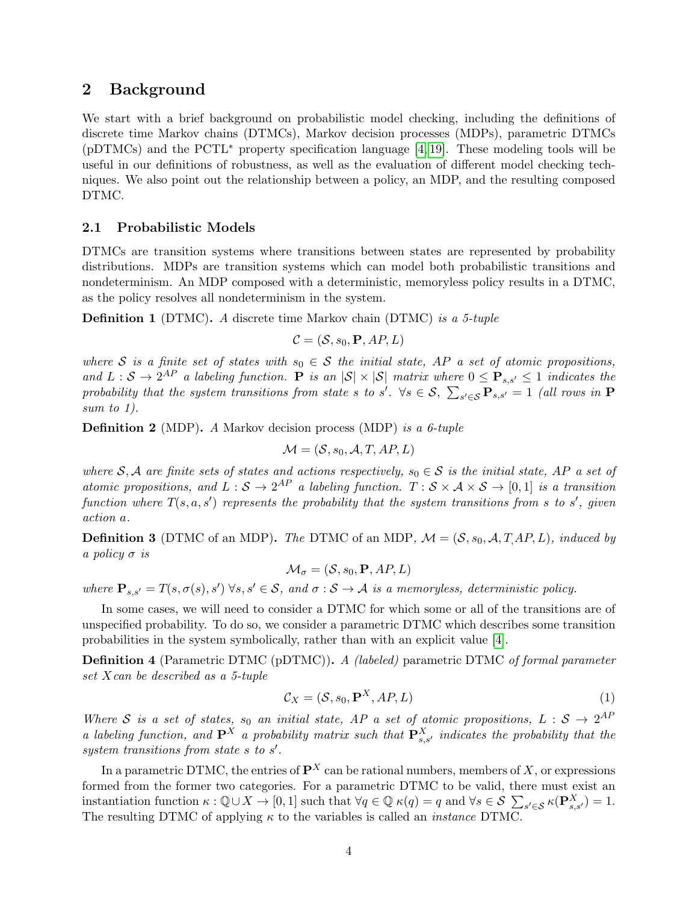## 2 Background

We start with a brief background on probabilistic model checking, including the definitions of discrete time Markov chains (DTMCs), Markov decision processes (MDPs), parametric DTMCs (pDTMCs) and the PCTL$^*$ property specification language [4, 19]. These modeling tools will be useful in our definitions of robustness, as well as the evaluation of different model checking techniques. We also point out the relationship between a policy, an MDP, and the resulting composed DTMC.

### 2.1 Probabilistic Models

DTMCs are transition systems where transitions between states are represented by probability distributions. MDPs are transition systems which can model both probabilistic transitions and nondeterminism. An MDP composed with a deterministic, memoryless policy results in a DTMC, as the policy resolves all nondeterminism in the system.

**Definition 1** (DTMC)**.** *A* discrete time Markov chain (DTMC) *is a 5-tuple*

$$\mathcal{C} = (\mathcal{S}, s_0, \mathbf{P}, AP, L)$$

*where $\mathcal{S}$ is a finite set of states with $s_0 \in \mathcal{S}$ the initial state, $AP$ a set of atomic propositions, and $L : \mathcal{S} \to 2^{AP}$ a labeling function. $\mathbf{P}$ is an $|\mathcal{S}| \times |\mathcal{S}|$ matrix where $0 \leq \mathbf{P}_{s,s'} \leq 1$ indicates the probability that the system transitions from state $s$ to $s'$. $\forall s \in \mathcal{S}$, $\sum_{s' \in \mathcal{S}} \mathbf{P}_{s,s'} = 1$ (all rows in $\mathbf{P}$ sum to 1).*

**Definition 2** (MDP)**.** *A* Markov decision process (MDP) *is a 6-tuple*

$$\mathcal{M} = (\mathcal{S}, s_0, \mathcal{A}, T, AP, L)$$

*where $\mathcal{S}, \mathcal{A}$ are finite sets of states and actions respectively, $s_0 \in \mathcal{S}$ is the initial state, $AP$ a set of atomic propositions, and $L : \mathcal{S} \to 2^{AP}$ a labeling function. $T : \mathcal{S} \times \mathcal{A} \times \mathcal{S} \to [0, 1]$ is a transition function where $T(s, a, s')$ represents the probability that the system transitions from $s$ to $s'$, given action $a$.*

**Definition 3** (DTMC of an MDP)**.** *The* DTMC of an MDP*, $\mathcal{M} = (\mathcal{S}, s_0, \mathcal{A}, T, AP, L)$, induced by a policy $\sigma$ is*

$$\mathcal{M}_\sigma = (\mathcal{S}, s_0, \mathbf{P}, AP, L)$$

*where $\mathbf{P}_{s,s'} = T(s, \sigma(s), s')$ $\forall s, s' \in \mathcal{S}$, and $\sigma : \mathcal{S} \to \mathcal{A}$ is a memoryless, deterministic policy.*

In some cases, we will need to consider a DTMC for which some or all of the transitions are of unspecified probability. To do so, we consider a parametric DTMC which describes some transition probabilities in the system symbolically, rather than with an explicit value [4].

**Definition 4** (Parametric DTMC (pDTMC))**.** *A (labeled)* parametric DTMC *of formal parameter set $X$ can be described as a 5-tuple*

$$\mathcal{C}_X = (\mathcal{S}, s_0, \mathbf{P}^X, AP, L) \tag{1}$$

*Where $\mathcal{S}$ is a set of states, $s_0$ an initial state, $AP$ a set of atomic propositions, $L : \mathcal{S} \to 2^{AP}$ a labeling function, and $\mathbf{P}^X$ a probability matrix such that $\mathbf{P}^X_{s,s'}$ indicates the probability that the system transitions from state $s$ to $s'$.*

In a parametric DTMC, the entries of $\mathbf{P}^X$ can be rational numbers, members of $X$, or expressions formed from the former two categories. For a parametric DTMC to be valid, there must exist an instantiation function $\kappa : \mathbb{Q} \cup X \to [0, 1]$ such that $\forall q \in \mathbb{Q}$ $\kappa(q) = q$ and $\forall s \in \mathcal{S}$ $\sum_{s' \in \mathcal{S}} \kappa(\mathbf{P}^X_{s,s'}) = 1$. The resulting DTMC of applying $\kappa$ to the variables is called an *instance* DTMC.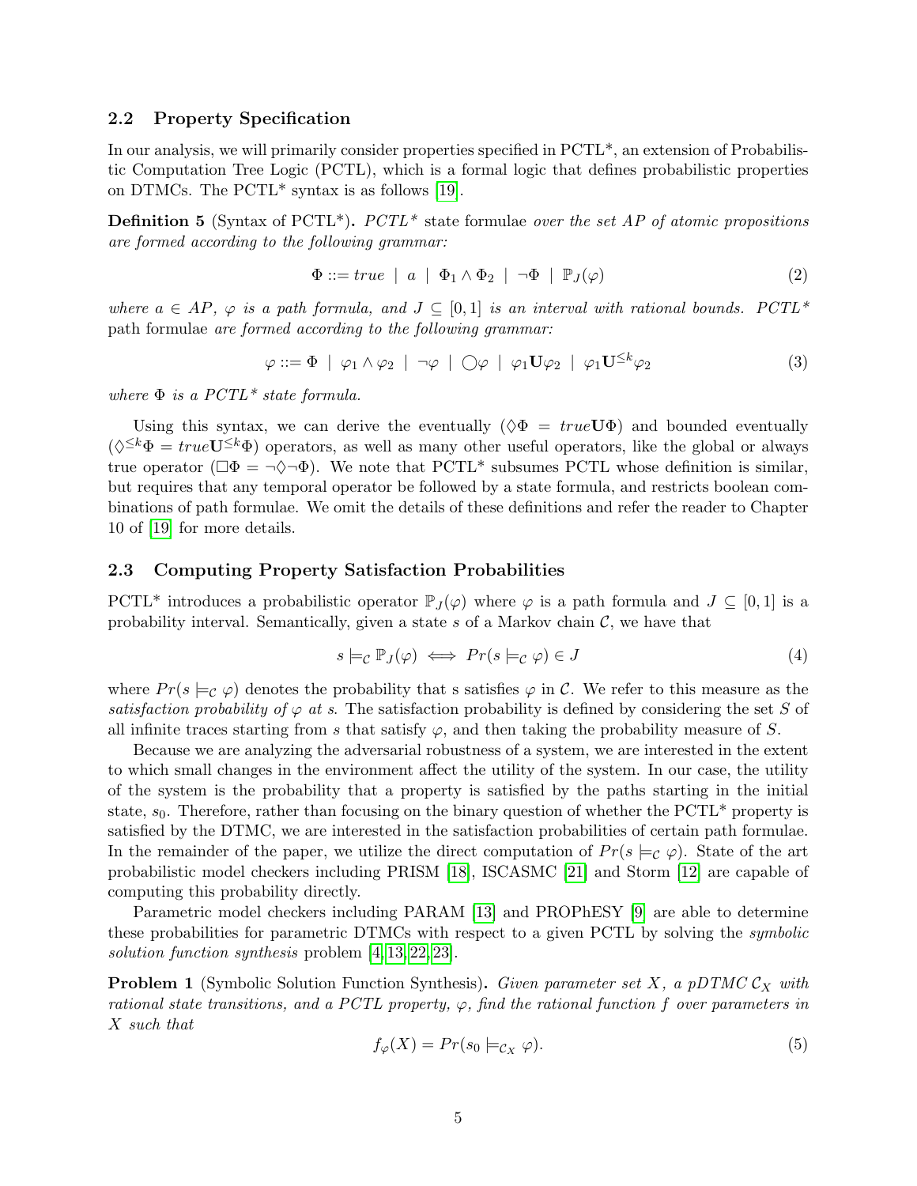### 2.2 Property Specification

In our analysis, we will primarily consider properties specified in PCTL*, an extension of Probabilistic Computation Tree Logic (PCTL), which is a formal logic that defines probabilistic properties on DTMCs. The PCTL* syntax is as follows [19].

**Definition 5** (Syntax of PCTL*)**.** *PCTL** state formulae *over the set AP of atomic propositions are formed according to the following grammar:*

$$\Phi ::= true \mid a \mid \Phi_1 \wedge \Phi_2 \mid \neg\Phi \mid \mathbb{P}_J(\varphi) \tag{2}$$

*where $a \in AP$, $\varphi$ is a path formula, and $J \subseteq [0,1]$ is an interval with rational bounds. PCTL** path formulae *are formed according to the following grammar:*

$$\varphi ::= \Phi \mid \varphi_1 \wedge \varphi_2 \mid \neg\varphi \mid \bigcirc\varphi \mid \varphi_1 \mathbf{U} \varphi_2 \mid \varphi_1 \mathbf{U}^{\leq k} \varphi_2 \tag{3}$$

*where $\Phi$ is a PCTL* state formula.*

Using this syntax, we can derive the eventually ($\Diamond\Phi = true\mathbf{U}\Phi$) and bounded eventually ($\Diamond^{\leq k}\Phi = true\mathbf{U}^{\leq k}\Phi$) operators, as well as many other useful operators, like the global or always true operator ($\Box\Phi = \neg\Diamond\neg\Phi$). We note that PCTL* subsumes PCTL whose definition is similar, but requires that any temporal operator be followed by a state formula, and restricts boolean combinations of path formulae. We omit the details of these definitions and refer the reader to Chapter 10 of [19] for more details.

### 2.3 Computing Property Satisfaction Probabilities

PCTL* introduces a probabilistic operator $\mathbb{P}_J(\varphi)$ where $\varphi$ is a path formula and $J \subseteq [0,1]$ is a probability interval. Semantically, given a state $s$ of a Markov chain $\mathcal{C}$, we have that

$$s \models_{\mathcal{C}} \mathbb{P}_J(\varphi) \iff Pr(s \models_{\mathcal{C}} \varphi) \in J \tag{4}$$

where $Pr(s \models_{\mathcal{C}} \varphi)$ denotes the probability that s satisfies $\varphi$ in $\mathcal{C}$. We refer to this measure as the *satisfaction probability of $\varphi$ at s*. The satisfaction probability is defined by considering the set $S$ of all infinite traces starting from $s$ that satisfy $\varphi$, and then taking the probability measure of $S$.

Because we are analyzing the adversarial robustness of a system, we are interested in the extent to which small changes in the environment affect the utility of the system. In our case, the utility of the system is the probability that a property is satisfied by the paths starting in the initial state, $s_0$. Therefore, rather than focusing on the binary question of whether the PCTL* property is satisfied by the DTMC, we are interested in the satisfaction probabilities of certain path formulae. In the remainder of the paper, we utilize the direct computation of $Pr(s \models_{\mathcal{C}} \varphi)$. State of the art probabilistic model checkers including PRISM [18], ISCASMC [21] and Storm [12] are capable of computing this probability directly.

Parametric model checkers including PARAM [13] and PROPhESY [9] are able to determine these probabilities for parametric DTMCs with respect to a given PCTL by solving the *symbolic solution function synthesis* problem [4, 13, 22, 23].

**Problem 1** (Symbolic Solution Function Synthesis)**.** *Given parameter set $X$, a pDTMC $\mathcal{C}_X$ with rational state transitions, and a PCTL property, $\varphi$, find the rational function $f$ over parameters in $X$ such that*

$$f_\varphi(X) = Pr(s_0 \models_{\mathcal{C}_X} \varphi). \tag{5}$$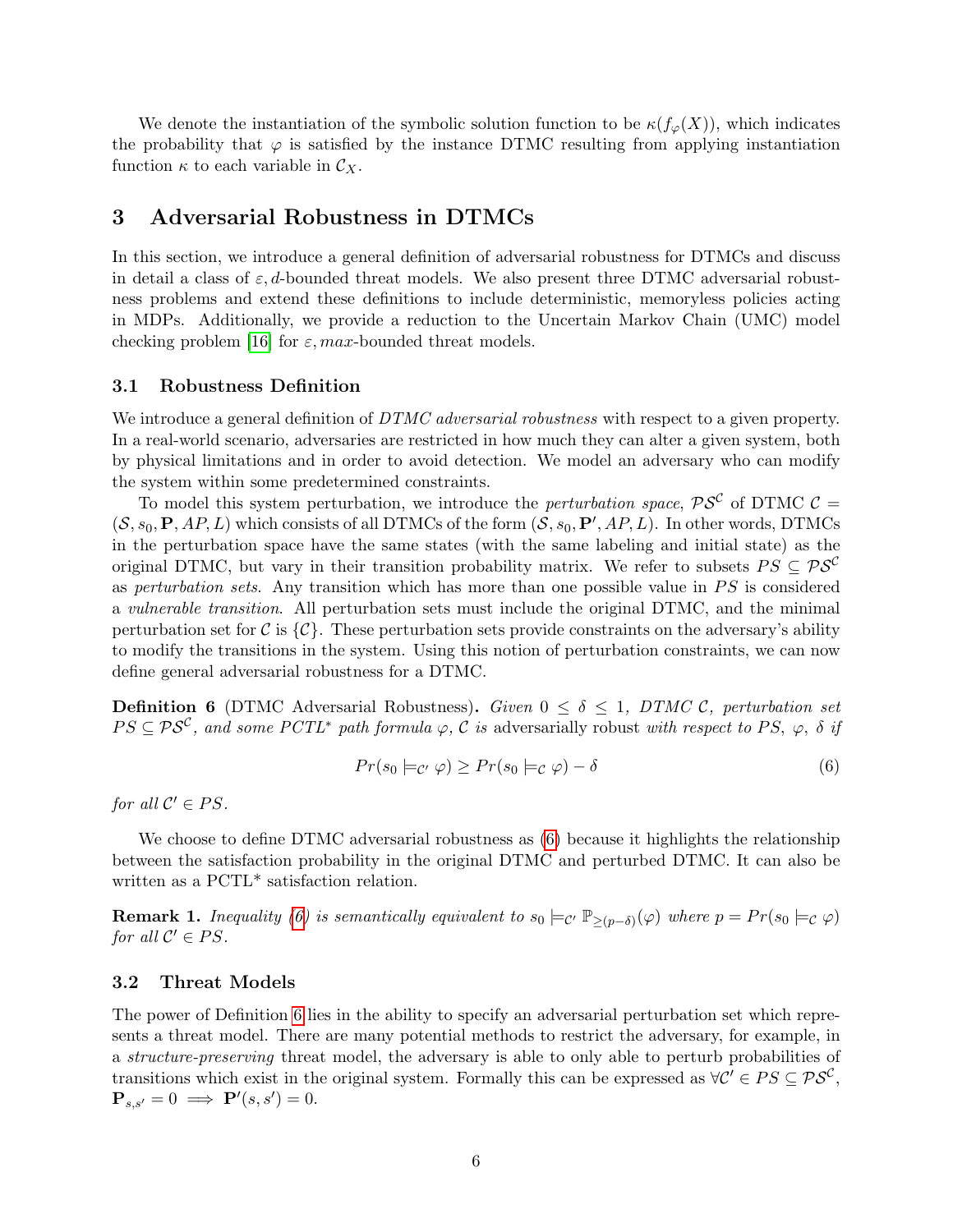We denote the instantiation of the symbolic solution function to be $\kappa(f_\varphi(X))$, which indicates the probability that $\varphi$ is satisfied by the instance DTMC resulting from applying instantiation function $\kappa$ to each variable in $\mathcal{C}_X$.

## 3 Adversarial Robustness in DTMCs

In this section, we introduce a general definition of adversarial robustness for DTMCs and discuss in detail a class of $\varepsilon, d$-bounded threat models. We also present three DTMC adversarial robustness problems and extend these definitions to include deterministic, memoryless policies acting in MDPs. Additionally, we provide a reduction to the Uncertain Markov Chain (UMC) model checking problem [16] for $\varepsilon, max$-bounded threat models.

### 3.1 Robustness Definition

We introduce a general definition of *DTMC adversarial robustness* with respect to a given property. In a real-world scenario, adversaries are restricted in how much they can alter a given system, both by physical limitations and in order to avoid detection. We model an adversary who can modify the system within some predetermined constraints.

To model this system perturbation, we introduce the *perturbation space*, $\mathcal{PS}^{\mathcal{C}}$ of DTMC $\mathcal{C} = (\mathcal{S}, s_0, \mathbf{P}, AP, L)$ which consists of all DTMCs of the form $(\mathcal{S}, s_0, \mathbf{P}', AP, L)$. In other words, DTMCs in the perturbation space have the same states (with the same labeling and initial state) as the original DTMC, but vary in their transition probability matrix. We refer to subsets $PS \subseteq \mathcal{PS}^{\mathcal{C}}$ as *perturbation sets*. Any transition which has more than one possible value in $PS$ is considered a *vulnerable transition*. All perturbation sets must include the original DTMC, and the minimal perturbation set for $\mathcal{C}$ is $\{\mathcal{C}\}$. These perturbation sets provide constraints on the adversary's ability to modify the transitions in the system. Using this notion of perturbation constraints, we can now define general adversarial robustness for a DTMC.

**Definition 6** (DTMC Adversarial Robustness)**.** *Given $0 \leq \delta \leq 1$, DTMC $\mathcal{C}$, perturbation set $PS \subseteq \mathcal{PS}^{\mathcal{C}}$, and some PCTL\* path formula $\varphi$, $\mathcal{C}$ is* adversarially robust *with respect to $PS$, $\varphi$, $\delta$ if*

$$Pr(s_0 \models_{\mathcal{C}'} \varphi) \geq Pr(s_0 \models_{\mathcal{C}} \varphi) - \delta \tag{6}$$

*for all $\mathcal{C}' \in PS$.*

We choose to define DTMC adversarial robustness as (6) because it highlights the relationship between the satisfaction probability in the original DTMC and perturbed DTMC. It can also be written as a PCTL\* satisfaction relation.

**Remark 1.** *Inequality (6) is semantically equivalent to $s_0 \models_{\mathcal{C}'} \mathbb{P}_{\geq(p-\delta)}(\varphi)$ where $p = Pr(s_0 \models_{\mathcal{C}} \varphi)$ for all $\mathcal{C}' \in PS$.*

### 3.2 Threat Models

The power of Definition 6 lies in the ability to specify an adversarial perturbation set which represents a threat model. There are many potential methods to restrict the adversary, for example, in a *structure-preserving* threat model, the adversary is able to only able to perturb probabilities of transitions which exist in the original system. Formally this can be expressed as $\forall \mathcal{C}' \in PS \subseteq \mathcal{PS}^{\mathcal{C}}$, $\mathbf{P}_{s,s'} = 0 \implies \mathbf{P}'(s, s') = 0$.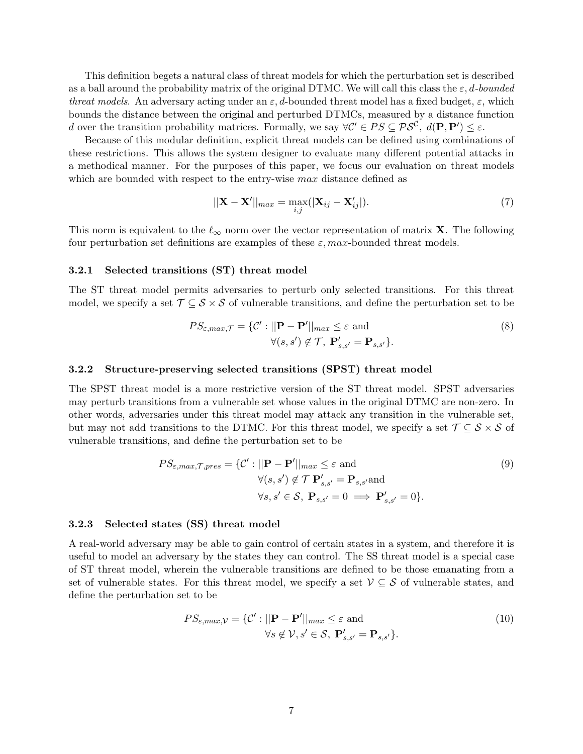This definition begets a natural class of threat models for which the perturbation set is described as a ball around the probability matrix of the original DTMC. We will call this class the $\varepsilon, d$-*bounded threat models*. An adversary acting under an $\varepsilon, d$-bounded threat model has a fixed budget, $\varepsilon$, which bounds the distance between the original and perturbed DTMCs, measured by a distance function $d$ over the transition probability matrices. Formally, we say $\forall \mathcal{C}' \in PS \subseteq \mathcal{PS}^{\mathcal{C}},\ d(\mathbf{P}, \mathbf{P}') \leq \varepsilon$.

Because of this modular definition, explicit threat models can be defined using combinations of these restrictions. This allows the system designer to evaluate many different potential attacks in a methodical manner. For the purposes of this paper, we focus our evaluation on threat models which are bounded with respect to the entry-wise $max$ distance defined as

$$||\mathbf{X} - \mathbf{X}'||_{max} = \max_{i,j}(|\mathbf{X}_{ij} - \mathbf{X}'_{ij}|). \tag{7}$$

This norm is equivalent to the $\ell_\infty$ norm over the vector representation of matrix $\mathbf{X}$. The following four perturbation set definitions are examples of these $\varepsilon, max$-bounded threat models.

### 3.2.1 Selected transitions (ST) threat model

The ST threat model permits adversaries to perturb only selected transitions. For this threat model, we specify a set $\mathcal{T} \subseteq \mathcal{S} \times \mathcal{S}$ of vulnerable transitions, and define the perturbation set to be

$$\begin{aligned} PS_{\varepsilon,max,\mathcal{T}} = \{\mathcal{C}' : ||\mathbf{P} - \mathbf{P}'||_{max} \leq \varepsilon \text{ and} \\ \forall (s, s') \notin \mathcal{T},\ \mathbf{P}'_{s,s'} = \mathbf{P}_{s,s'}\}. \end{aligned} \tag{8}$$

### 3.2.2 Structure-preserving selected transitions (SPST) threat model

The SPST threat model is a more restrictive version of the ST threat model. SPST adversaries may perturb transitions from a vulnerable set whose values in the original DTMC are non-zero. In other words, adversaries under this threat model may attack any transition in the vulnerable set, but may not add transitions to the DTMC. For this threat model, we specify a set $\mathcal{T} \subseteq \mathcal{S} \times \mathcal{S}$ of vulnerable transitions, and define the perturbation set to be

$$\begin{aligned} PS_{\varepsilon,max,\mathcal{T},pres} = \{\mathcal{C}' : ||\mathbf{P} - \mathbf{P}'||_{max} \leq \varepsilon \text{ and} \\ \forall (s, s') \notin \mathcal{T}\ \mathbf{P}'_{s,s'} = \mathbf{P}_{s,s'} \text{and} \\ \forall s, s' \in \mathcal{S},\ \mathbf{P}_{s,s'} = 0 \implies \mathbf{P}'_{s,s'} = 0\}. \end{aligned} \tag{9}$$

### 3.2.3 Selected states (SS) threat model

A real-world adversary may be able to gain control of certain states in a system, and therefore it is useful to model an adversary by the states they can control. The SS threat model is a special case of ST threat model, wherein the vulnerable transitions are defined to be those emanating from a set of vulnerable states. For this threat model, we specify a set $\mathcal{V} \subseteq \mathcal{S}$ of vulnerable states, and define the perturbation set to be

$$\begin{aligned} PS_{\varepsilon,max,\mathcal{V}} = \{\mathcal{C}' : ||\mathbf{P} - \mathbf{P}'||_{max} \leq \varepsilon \text{ and} \\ \forall s \notin \mathcal{V}, s' \in \mathcal{S},\ \mathbf{P}'_{s,s'} = \mathbf{P}_{s,s'}\}. \end{aligned} \tag{10}$$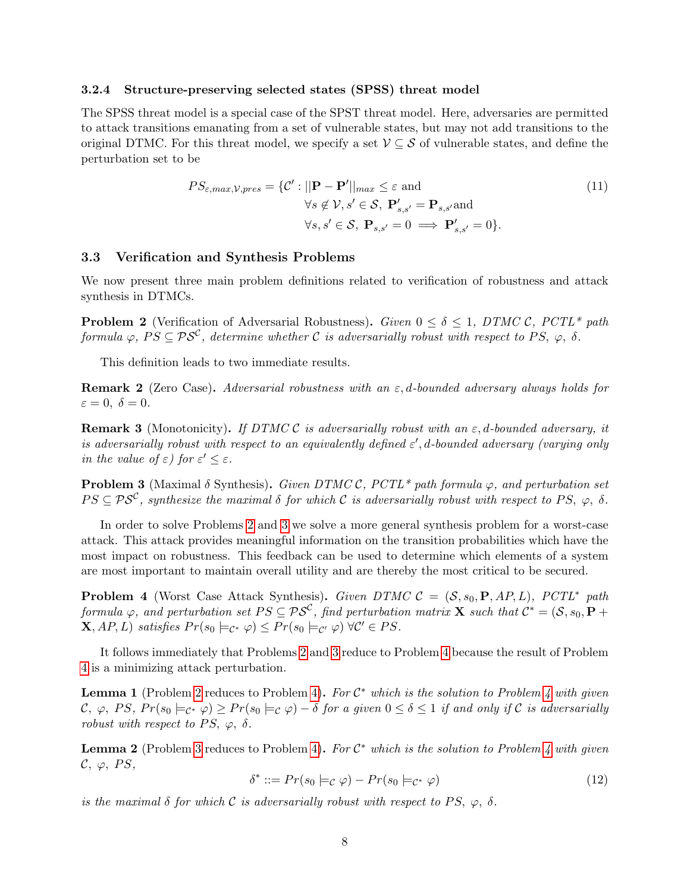#### 3.2.4 Structure-preserving selected states (SPSS) threat model

The SPSS threat model is a special case of the SPST threat model. Here, adversaries are permitted to attack transitions emanating from a set of vulnerable states, but may not add transitions to the original DTMC. For this threat model, we specify a set $\mathcal{V} \subseteq \mathcal{S}$ of vulnerable states, and define the perturbation set to be

$$PS_{\varepsilon,max,\mathcal{V},pres} = \{\mathcal{C}' : ||\mathbf{P} - \mathbf{P}'||_{max} \leq \varepsilon \text{ and } \forall s \notin \mathcal{V}, s' \in \mathcal{S},\ \mathbf{P}'_{s,s'} = \mathbf{P}_{s,s'} \text{ and } \forall s, s' \in \mathcal{S},\ \mathbf{P}_{s,s'} = 0 \implies \mathbf{P}'_{s,s'} = 0\}. \tag{11}$$

### 3.3 Verification and Synthesis Problems

We now present three main problem definitions related to verification of robustness and attack synthesis in DTMCs.

**Problem 2** (Verification of Adversarial Robustness). *Given $0 \leq \delta \leq 1$, DTMC $\mathcal{C}$, PCTL\* path formula $\varphi$, $PS \subseteq \mathcal{PS}^{\mathcal{C}}$, determine whether $\mathcal{C}$ is adversarially robust with respect to $PS$, $\varphi$, $\delta$.*

This definition leads to two immediate results.

**Remark 2** (Zero Case). *Adversarial robustness with an $\varepsilon, d$-bounded adversary always holds for $\varepsilon = 0,\ \delta = 0$.*

**Remark 3** (Monotonicity). *If DTMC $\mathcal{C}$ is adversarially robust with an $\varepsilon, d$-bounded adversary, it is adversarially robust with respect to an equivalently defined $\varepsilon', d$-bounded adversary (varying only in the value of $\varepsilon$) for $\varepsilon' \leq \varepsilon$.*

**Problem 3** (Maximal $\delta$ Synthesis). *Given DTMC $\mathcal{C}$, PCTL\* path formula $\varphi$, and perturbation set $PS \subseteq \mathcal{PS}^{\mathcal{C}}$, synthesize the maximal $\delta$ for which $\mathcal{C}$ is adversarially robust with respect to $PS$, $\varphi$, $\delta$.*

In order to solve Problems 2 and 3 we solve a more general synthesis problem for a worst-case attack. This attack provides meaningful information on the transition probabilities which have the most impact on robustness. This feedback can be used to determine which elements of a system are most important to maintain overall utility and are thereby the most critical to be secured.

**Problem 4** (Worst Case Attack Synthesis). *Given DTMC $\mathcal{C} = (\mathcal{S}, s_0, \mathbf{P}, AP, L)$, PCTL\* path formula $\varphi$, and perturbation set $PS \subseteq \mathcal{PS}^{\mathcal{C}}$, find perturbation matrix $\mathbf{X}$ such that $\mathcal{C}^* = (\mathcal{S}, s_0, \mathbf{P} + \mathbf{X}, AP, L)$ satisfies $Pr(s_0 \models_{\mathcal{C}^*} \varphi) \leq Pr(s_0 \models_{\mathcal{C}'} \varphi)\ \forall \mathcal{C}' \in PS$.*

It follows immediately that Problems 2 and 3 reduce to Problem 4 because the result of Problem 4 is a minimizing attack perturbation.

**Lemma 1** (Problem 2 reduces to Problem 4). *For $\mathcal{C}^*$ which is the solution to Problem 4 with given $\mathcal{C}$, $\varphi$, $PS$, $Pr(s_0 \models_{\mathcal{C}^*} \varphi) \geq Pr(s_0 \models_{\mathcal{C}} \varphi) - \delta$ for a given $0 \leq \delta \leq 1$ if and only if $\mathcal{C}$ is adversarially robust with respect to $PS$, $\varphi$, $\delta$.*

**Lemma 2** (Problem 3 reduces to Problem 4). *For $\mathcal{C}^*$ which is the solution to Problem 4 with given $\mathcal{C}$, $\varphi$, $PS$,*

$$\delta^* ::= Pr(s_0 \models_{\mathcal{C}} \varphi) - Pr(s_0 \models_{\mathcal{C}^*} \varphi) \tag{12}$$

*is the maximal $\delta$ for which $\mathcal{C}$ is adversarially robust with respect to $PS$, $\varphi$, $\delta$.*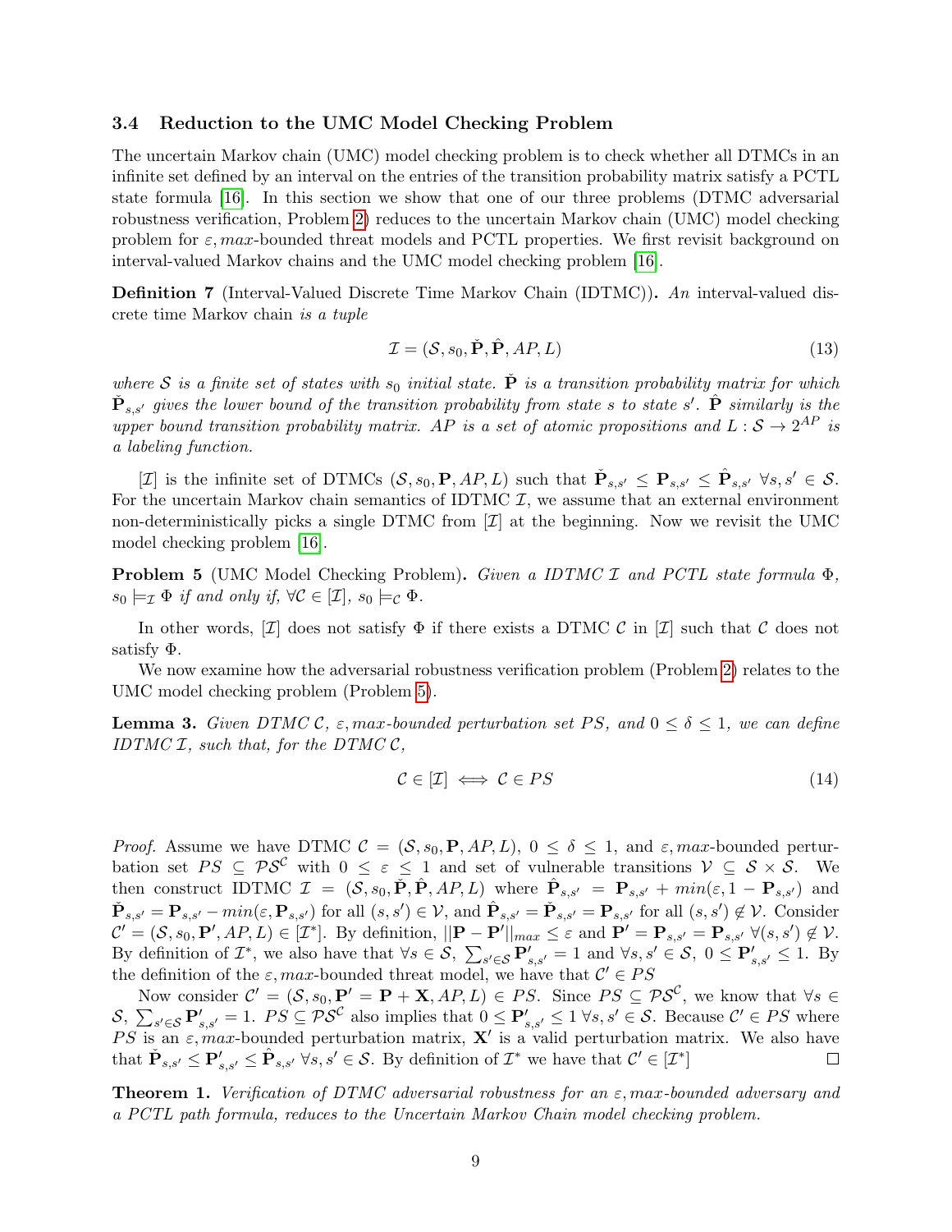### 3.4 Reduction to the UMC Model Checking Problem

The uncertain Markov chain (UMC) model checking problem is to check whether all DTMCs in an infinite set defined by an interval on the entries of the transition probability matrix satisfy a PCTL state formula [16]. In this section we show that one of our three problems (DTMC adversarial robustness verification, Problem 2) reduces to the uncertain Markov chain (UMC) model checking problem for $\varepsilon, max$-bounded threat models and PCTL properties. We first revisit background on interval-valued Markov chains and the UMC model checking problem [16].

**Definition 7** (Interval-Valued Discrete Time Markov Chain (IDTMC))**.** *An* interval-valued discrete time Markov chain *is a tuple*

$$\mathcal{I} = (\mathcal{S}, s_0, \check{\mathbf{P}}, \hat{\mathbf{P}}, AP, L) \tag{13}$$

*where $\mathcal{S}$ is a finite set of states with $s_0$ initial state. $\check{\mathbf{P}}$ is a transition probability matrix for which $\check{\mathbf{P}}_{s,s'}$ gives the lower bound of the transition probability from state $s$ to state $s'$. $\hat{\mathbf{P}}$ similarly is the upper bound transition probability matrix. $AP$ is a set of atomic propositions and $L : \mathcal{S} \to 2^{AP}$ is a labeling function.*

$[\mathcal{I}]$ is the infinite set of DTMCs $(\mathcal{S}, s_0, \mathbf{P}, AP, L)$ such that $\check{\mathbf{P}}_{s,s'} \leq \mathbf{P}_{s,s'} \leq \hat{\mathbf{P}}_{s,s'}$ $\forall s, s' \in \mathcal{S}$. For the uncertain Markov chain semantics of IDTMC $\mathcal{I}$, we assume that an external environment non-deterministically picks a single DTMC from $[\mathcal{I}]$ at the beginning. Now we revisit the UMC model checking problem [16].

**Problem 5** (UMC Model Checking Problem)**.** *Given a IDTMC $\mathcal{I}$ and PCTL state formula $\Phi$, $s_0 \models_{\mathcal{I}} \Phi$ if and only if, $\forall \mathcal{C} \in [\mathcal{I}]$, $s_0 \models_{\mathcal{C}} \Phi$.*

In other words, $[\mathcal{I}]$ does not satisfy $\Phi$ if there exists a DTMC $\mathcal{C}$ in $[\mathcal{I}]$ such that $\mathcal{C}$ does not satisfy $\Phi$.

We now examine how the adversarial robustness verification problem (Problem 2) relates to the UMC model checking problem (Problem 5).

**Lemma 3.** *Given DTMC $\mathcal{C}$, $\varepsilon, max$-bounded perturbation set $PS$, and $0 \leq \delta \leq 1$, we can define IDTMC $\mathcal{I}$, such that, for the DTMC $\mathcal{C}$,*

$$\mathcal{C} \in [\mathcal{I}] \iff \mathcal{C} \in PS \tag{14}$$

*Proof.* Assume we have DTMC $\mathcal{C} = (\mathcal{S}, s_0, \mathbf{P}, AP, L)$, $0 \leq \delta \leq 1$, and $\varepsilon, max$-bounded perturbation set $PS \subseteq \mathcal{PS}^{\mathcal{C}}$ with $0 \leq \varepsilon \leq 1$ and set of vulnerable transitions $\mathcal{V} \subseteq \mathcal{S} \times \mathcal{S}$. We then construct IDTMC $\mathcal{I} = (\mathcal{S}, s_0, \check{\mathbf{P}}, \hat{\mathbf{P}}, AP, L)$ where $\hat{\mathbf{P}}_{s,s'} = \mathbf{P}_{s,s'} + min(\varepsilon, 1 - \mathbf{P}_{s,s'})$ and $\check{\mathbf{P}}_{s,s'} = \mathbf{P}_{s,s'} - min(\varepsilon, \mathbf{P}_{s,s'})$ for all $(s, s') \in \mathcal{V}$, and $\hat{\mathbf{P}}_{s,s'} = \check{\mathbf{P}}_{s,s'} = \mathbf{P}_{s,s'}$ for all $(s, s') \notin \mathcal{V}$. Consider $\mathcal{C}' = (\mathcal{S}, s_0, \mathbf{P}', AP, L) \in [\mathcal{I}^*]$. By definition, $||\mathbf{P} - \mathbf{P}'||_{max} \leq \varepsilon$ and $\mathbf{P}' = \mathbf{P}_{s,s'} = \mathbf{P}_{s,s'}$ $\forall (s, s') \notin \mathcal{V}$. By definition of $\mathcal{I}^*$, we also have that $\forall s \in \mathcal{S}$, $\sum_{s' \in \mathcal{S}} \mathbf{P}'_{s,s'} = 1$ and $\forall s, s' \in \mathcal{S}$, $0 \leq \mathbf{P}'_{s,s'} \leq 1$. By the definition of the $\varepsilon, max$-bounded threat model, we have that $\mathcal{C}' \in PS$

Now consider $\mathcal{C}' = (\mathcal{S}, s_0, \mathbf{P}' = \mathbf{P} + \mathbf{X}, AP, L) \in PS$. Since $PS \subseteq \mathcal{PS}^{\mathcal{C}}$, we know that $\forall s \in \mathcal{S}$, $\sum_{s' \in \mathcal{S}} \mathbf{P}'_{s,s'} = 1$. $PS \subseteq \mathcal{PS}^{\mathcal{C}}$ also implies that $0 \leq \mathbf{P}'_{s,s'} \leq 1$ $\forall s, s' \in \mathcal{S}$. Because $\mathcal{C}' \in PS$ where $PS$ is an $\varepsilon, max$-bounded perturbation matrix, $\mathbf{X}'$ is a valid perturbation matrix. We also have that $\check{\mathbf{P}}_{s,s'} \leq \mathbf{P}'_{s,s'} \leq \hat{\mathbf{P}}_{s,s'}$ $\forall s, s' \in \mathcal{S}$. By definition of $\mathcal{I}^*$ we have that $\mathcal{C}' \in [\mathcal{I}^*]$ $\square$

**Theorem 1.** *Verification of DTMC adversarial robustness for an $\varepsilon, max$-bounded adversary and a PCTL path formula, reduces to the Uncertain Markov Chain model checking problem.*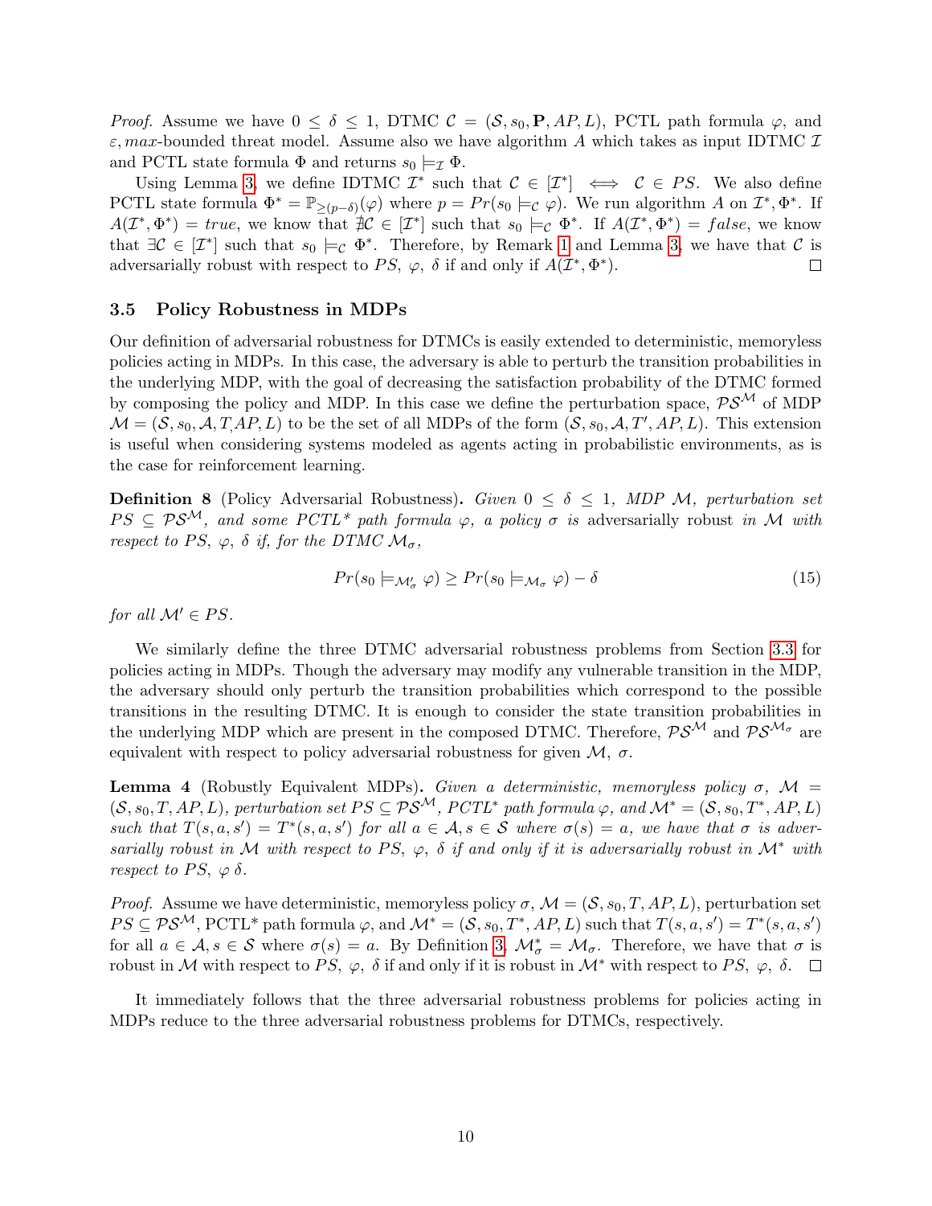*Proof.* Assume we have $0 \leq \delta \leq 1$, DTMC $\mathcal{C} = (\mathcal{S}, s_0, \mathbf{P}, AP, L)$, PCTL path formula $\varphi$, and $\varepsilon, max$-bounded threat model. Assume also we have algorithm $A$ which takes as input IDTMC $\mathcal{I}$ and PCTL state formula $\Phi$ and returns $s_0 \models_{\mathcal{I}} \Phi$.

Using Lemma 3, we define IDTMC $\mathcal{I}^*$ such that $\mathcal{C} \in [\mathcal{I}^*] \iff \mathcal{C} \in PS$. We also define PCTL state formula $\Phi^* = \mathbb{P}_{\geq(p-\delta)}(\varphi)$ where $p = Pr(s_0 \models_{\mathcal{C}} \varphi)$. We run algorithm $A$ on $\mathcal{I}^*, \Phi^*$. If $A(\mathcal{I}^*, \Phi^*) = true$, we know that $\nexists \mathcal{C} \in [\mathcal{I}^*]$ such that $s_0 \models_{\mathcal{C}} \Phi^*$. If $A(\mathcal{I}^*, \Phi^*) = false$, we know that $\exists \mathcal{C} \in [\mathcal{I}^*]$ such that $s_0 \models_{\mathcal{C}} \Phi^*$. Therefore, by Remark 1 and Lemma 3, we have that $\mathcal{C}$ is adversarially robust with respect to $PS$, $\varphi$, $\delta$ if and only if $A(\mathcal{I}^*, \Phi^*)$. □

### 3.5 Policy Robustness in MDPs

Our definition of adversarial robustness for DTMCs is easily extended to deterministic, memoryless policies acting in MDPs. In this case, the adversary is able to perturb the transition probabilities in the underlying MDP, with the goal of decreasing the satisfaction probability of the DTMC formed by composing the policy and MDP. In this case we define the perturbation space, $\mathcal{PS}^{\mathcal{M}}$ of MDP $\mathcal{M} = (\mathcal{S}, s_0, \mathcal{A}, T, AP, L)$ to be the set of all MDPs of the form $(\mathcal{S}, s_0, \mathcal{A}, T', AP, L)$. This extension is useful when considering systems modeled as agents acting in probabilistic environments, as is the case for reinforcement learning.

**Definition 8** (Policy Adversarial Robustness)**.** *Given $0 \leq \delta \leq 1$, MDP $\mathcal{M}$, perturbation set $PS \subseteq \mathcal{PS}^{\mathcal{M}}$, and some PCTL\* path formula $\varphi$, a policy $\sigma$ is* adversarially robust *in $\mathcal{M}$ with respect to $PS$, $\varphi$, $\delta$ if, for the DTMC $\mathcal{M}_\sigma$,*

$$Pr(s_0 \models_{\mathcal{M}'_\sigma} \varphi) \geq Pr(s_0 \models_{\mathcal{M}_\sigma} \varphi) - \delta \tag{15}$$

*for all $\mathcal{M}' \in PS$.*

We similarly define the three DTMC adversarial robustness problems from Section 3.3 for policies acting in MDPs. Though the adversary may modify any vulnerable transition in the MDP, the adversary should only perturb the transition probabilities which correspond to the possible transitions in the resulting DTMC. It is enough to consider the state transition probabilities in the underlying MDP which are present in the composed DTMC. Therefore, $\mathcal{PS}^{\mathcal{M}}$ and $\mathcal{PS}^{\mathcal{M}_\sigma}$ are equivalent with respect to policy adversarial robustness for given $\mathcal{M}$, $\sigma$.

**Lemma 4** (Robustly Equivalent MDPs)**.** *Given a deterministic, memoryless policy $\sigma$, $\mathcal{M} = (\mathcal{S}, s_0, T, AP, L)$, perturbation set $PS \subseteq \mathcal{PS}^{\mathcal{M}}$, PCTL\* path formula $\varphi$, and $\mathcal{M}^* = (\mathcal{S}, s_0, T^*, AP, L)$ such that $T(s, a, s') = T^*(s, a, s')$ for all $a \in \mathcal{A}, s \in \mathcal{S}$ where $\sigma(s) = a$, we have that $\sigma$ is adversarially robust in $\mathcal{M}$ with respect to $PS$, $\varphi$, $\delta$ if and only if it is adversarially robust in $\mathcal{M}^*$ with respect to $PS$, $\varphi$ $\delta$.*

*Proof.* Assume we have deterministic, memoryless policy $\sigma$, $\mathcal{M} = (\mathcal{S}, s_0, T, AP, L)$, perturbation set $PS \subseteq \mathcal{PS}^{\mathcal{M}}$, PCTL\* path formula $\varphi$, and $\mathcal{M}^* = (\mathcal{S}, s_0, T^*, AP, L)$ such that $T(s, a, s') = T^*(s, a, s')$ for all $a \in \mathcal{A}, s \in \mathcal{S}$ where $\sigma(s) = a$. By Definition 3, $\mathcal{M}^*_\sigma = \mathcal{M}_\sigma$. Therefore, we have that $\sigma$ is robust in $\mathcal{M}$ with respect to $PS$, $\varphi$, $\delta$ if and only if it is robust in $\mathcal{M}^*$ with respect to $PS$, $\varphi$, $\delta$. □

It immediately follows that the three adversarial robustness problems for policies acting in MDPs reduce to the three adversarial robustness problems for DTMCs, respectively.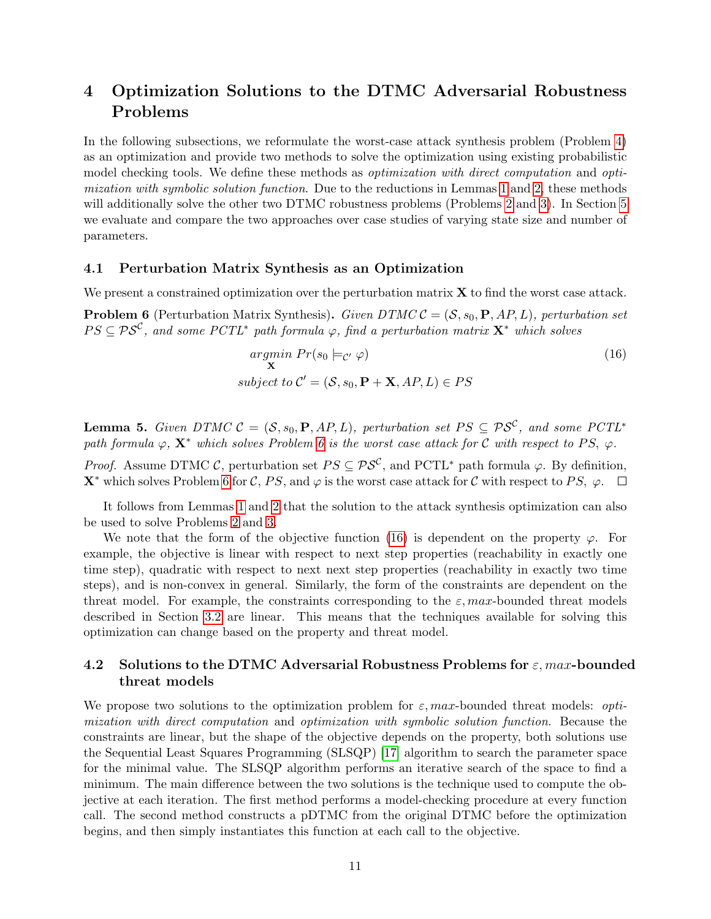# 4 Optimization Solutions to the DTMC Adversarial Robustness Problems

In the following subsections, we reformulate the worst-case attack synthesis problem (Problem 4) as an optimization and provide two methods to solve the optimization using existing probabilistic model checking tools. We define these methods as *optimization with direct computation* and *optimization with symbolic solution function*. Due to the reductions in Lemmas 1 and 2, these methods will additionally solve the other two DTMC robustness problems (Problems 2 and 3). In Section 5 we evaluate and compare the two approaches over case studies of varying state size and number of parameters.

## 4.1 Perturbation Matrix Synthesis as an Optimization

We present a constrained optimization over the perturbation matrix $\mathbf{X}$ to find the worst case attack.

**Problem 6** (Perturbation Matrix Synthesis)**.** *Given DTMC $\mathcal{C} = (\mathcal{S}, s_0, \mathbf{P}, AP, L)$, perturbation set $PS \subseteq \mathcal{PS}^{\mathcal{C}}$, and some PCTL$^*$ path formula $\varphi$, find a perturbation matrix $\mathbf{X}^*$ which solves*

$$
\begin{aligned}
&\underset{\mathbf{X}}{\mathit{argmin}}\ Pr(s_0 \models_{\mathcal{C}'} \varphi) \\
&\mathit{subject\ to}\ \mathcal{C}' = (\mathcal{S}, s_0, \mathbf{P} + \mathbf{X}, AP, L) \in PS
\end{aligned}
\tag{16}
$$

**Lemma 5.** *Given DTMC $\mathcal{C} = (\mathcal{S}, s_0, \mathbf{P}, AP, L)$, perturbation set $PS \subseteq \mathcal{PS}^{\mathcal{C}}$, and some PCTL$^*$ path formula $\varphi$, $\mathbf{X}^*$ which solves Problem 6 is the worst case attack for $\mathcal{C}$ with respect to $PS$, $\varphi$.*

*Proof.* Assume DTMC $\mathcal{C}$, perturbation set $PS \subseteq \mathcal{PS}^{\mathcal{C}}$, and PCTL$^*$ path formula $\varphi$. By definition, $\mathbf{X}^*$ which solves Problem 6 for $\mathcal{C}$, $PS$, and $\varphi$ is the worst case attack for $\mathcal{C}$ with respect to $PS$, $\varphi$. ∎

It follows from Lemmas 1 and 2 that the solution to the attack synthesis optimization can also be used to solve Problems 2 and 3.

We note that the form of the objective function (16) is dependent on the property $\varphi$. For example, the objective is linear with respect to next step properties (reachability in exactly one time step), quadratic with respect to next next step properties (reachability in exactly two time steps), and is non-convex in general. Similarly, the form of the constraints are dependent on the threat model. For example, the constraints corresponding to the $\varepsilon, max$-bounded threat models described in Section 3.2 are linear. This means that the techniques available for solving this optimization can change based on the property and threat model.

## 4.2 Solutions to the DTMC Adversarial Robustness Problems for $\varepsilon, max$-bounded threat models

We propose two solutions to the optimization problem for $\varepsilon, max$-bounded threat models: *optimization with direct computation* and *optimization with symbolic solution function*. Because the constraints are linear, but the shape of the objective depends on the property, both solutions use the Sequential Least Squares Programming (SLSQP) [17] algorithm to search the parameter space for the minimal value. The SLSQP algorithm performs an iterative search of the space to find a minimum. The main difference between the two solutions is the technique used to compute the objective at each iteration. The first method performs a model-checking procedure at every function call. The second method constructs a pDTMC from the original DTMC before the optimization begins, and then simply instantiates this function at each call to the objective.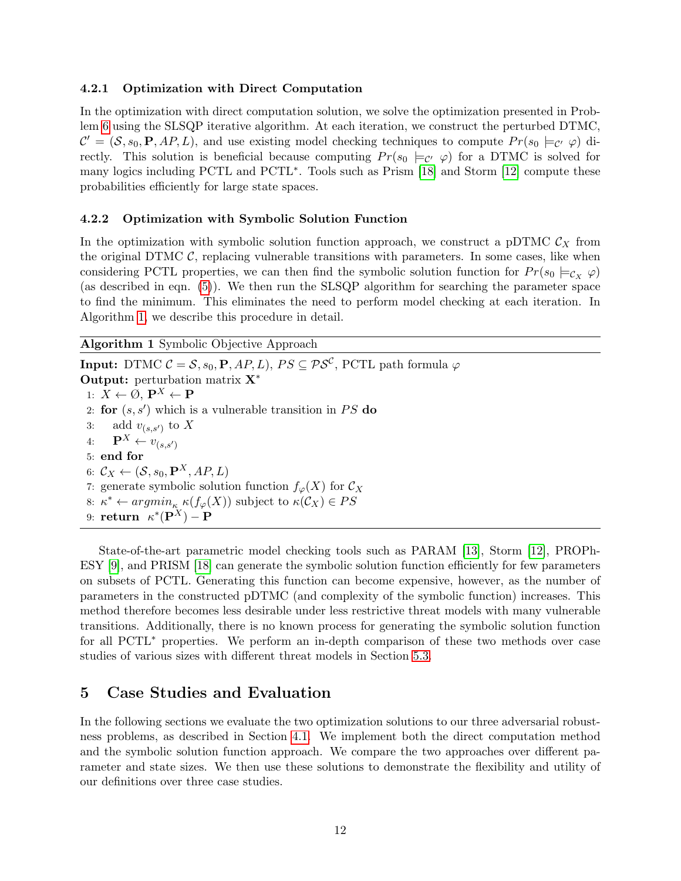#### 4.2.1 Optimization with Direct Computation

In the optimization with direct computation solution, we solve the optimization presented in Problem 6 using the SLSQP iterative algorithm. At each iteration, we construct the perturbed DTMC, $\mathcal{C}' = (\mathcal{S}, s_0, \mathbf{P}, AP, L)$, and use existing model checking techniques to compute $Pr(s_0 \models_{\mathcal{C}'} \varphi)$ directly. This solution is beneficial because computing $Pr(s_0 \models_{\mathcal{C}'} \varphi)$ for a DTMC is solved for many logics including PCTL and PCTL$^*$. Tools such as Prism [18] and Storm [12] compute these probabilities efficiently for large state spaces.

#### 4.2.2 Optimization with Symbolic Solution Function

In the optimization with symbolic solution function approach, we construct a pDTMC $\mathcal{C}_X$ from the original DTMC $\mathcal{C}$, replacing vulnerable transitions with parameters. In some cases, like when considering PCTL properties, we can then find the symbolic solution function for $Pr(s_0 \models_{\mathcal{C}_X} \varphi)$ (as described in eqn. (5)). We then run the SLSQP algorithm for searching the parameter space to find the minimum. This eliminates the need to perform model checking at each iteration. In Algorithm 1, we describe this procedure in detail.

**Algorithm 1** Symbolic Objective Approach

**Input:** DTMC $\mathcal{C} = \mathcal{S}, s_0, \mathbf{P}, AP, L)$, $PS \subseteq \mathcal{PS}^{\mathcal{C}}$, PCTL path formula $\varphi$
**Output:** perturbation matrix $\mathbf{X}^*$

1: $X \leftarrow \emptyset$, $\mathbf{P}^X \leftarrow \mathbf{P}$
2: **for** $(s, s')$ which is a vulnerable transition in $PS$ **do**
3: add $v_{(s,s')}$ to $X$
4: $\mathbf{P}^X \leftarrow v_{(s,s')}$
5: **end for**
6: $\mathcal{C}_X \leftarrow (\mathcal{S}, s_0, \mathbf{P}^X, AP, L)$
7: generate symbolic solution function $f_\varphi(X)$ for $\mathcal{C}_X$
8: $\kappa^* \leftarrow argmin_\kappa\ \kappa(f_\varphi(X))$ subject to $\kappa(\mathcal{C}_X) \in PS$
9: **return** $\kappa^*(\mathbf{P}^X) - \mathbf{P}$

State-of-the-art parametric model checking tools such as PARAM [13], Storm [12], PROPhESY [9], and PRISM [18] can generate the symbolic solution function efficiently for few parameters on subsets of PCTL. Generating this function can become expensive, however, as the number of parameters in the constructed pDTMC (and complexity of the symbolic function) increases. This method therefore becomes less desirable under less restrictive threat models with many vulnerable transitions. Additionally, there is no known process for generating the symbolic solution function for all PCTL$^*$ properties. We perform an in-depth comparison of these two methods over case studies of various sizes with different threat models in Section 5.3.

## 5 Case Studies and Evaluation

In the following sections we evaluate the two optimization solutions to our three adversarial robustness problems, as described in Section 4.1. We implement both the direct computation method and the symbolic solution function approach. We compare the two approaches over different parameter and state sizes. We then use these solutions to demonstrate the flexibility and utility of our definitions over three case studies.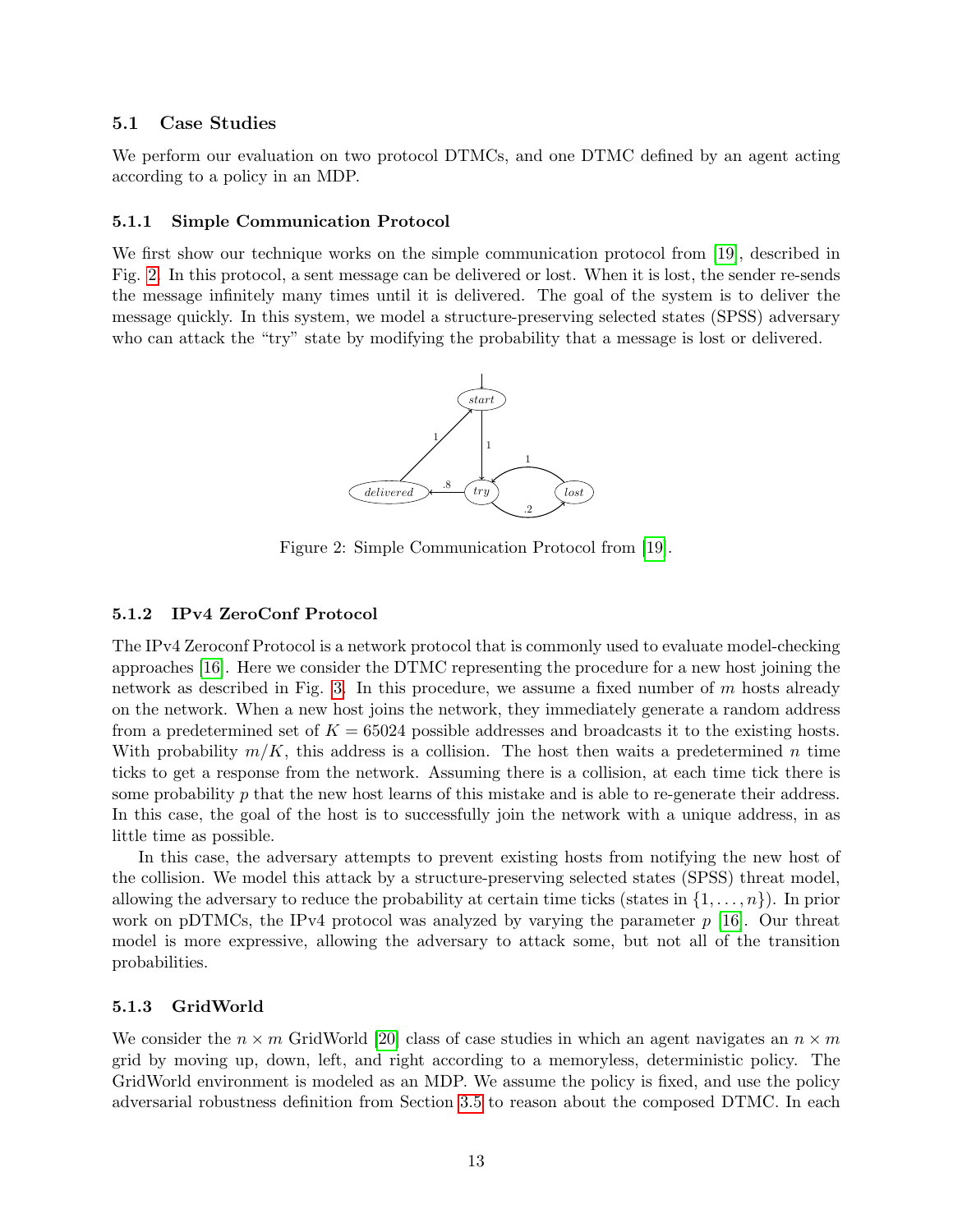### 5.1 Case Studies

We perform our evaluation on two protocol DTMCs, and one DTMC defined by an agent acting according to a policy in an MDP.

#### 5.1.1 Simple Communication Protocol

We first show our technique works on the simple communication protocol from [19], described in Fig. 2. In this protocol, a sent message can be delivered or lost. When it is lost, the sender re-sends the message infinitely many times until it is delivered. The goal of the system is to deliver the message quickly. In this system, we model a structure-preserving selected states (SPSS) adversary who can attack the "try" state by modifying the probability that a message is lost or delivered.

Figure 2: Simple Communication Protocol from [19].

#### 5.1.2 IPv4 ZeroConf Protocol

The IPv4 Zeroconf Protocol is a network protocol that is commonly used to evaluate model-checking approaches [16]. Here we consider the DTMC representing the procedure for a new host joining the network as described in Fig. 3. In this procedure, we assume a fixed number of $m$ hosts already on the network. When a new host joins the network, they immediately generate a random address from a predetermined set of $K = 65024$ possible addresses and broadcasts it to the existing hosts. With probability $m/K$, this address is a collision. The host then waits a predetermined $n$ time ticks to get a response from the network. Assuming there is a collision, at each time tick there is some probability $p$ that the new host learns of this mistake and is able to re-generate their address. In this case, the goal of the host is to successfully join the network with a unique address, in as little time as possible.

In this case, the adversary attempts to prevent existing hosts from notifying the new host of the collision. We model this attack by a structure-preserving selected states (SPSS) threat model, allowing the adversary to reduce the probability at certain time ticks (states in $\{1, \ldots, n\}$). In prior work on pDTMCs, the IPv4 protocol was analyzed by varying the parameter $p$ [16]. Our threat model is more expressive, allowing the adversary to attack some, but not all of the transition probabilities.

#### 5.1.3 GridWorld

We consider the $n \times m$ GridWorld [20] class of case studies in which an agent navigates an $n \times m$ grid by moving up, down, left, and right according to a memoryless, deterministic policy. The GridWorld environment is modeled as an MDP. We assume the policy is fixed, and use the policy adversarial robustness definition from Section 3.5 to reason about the composed DTMC. In each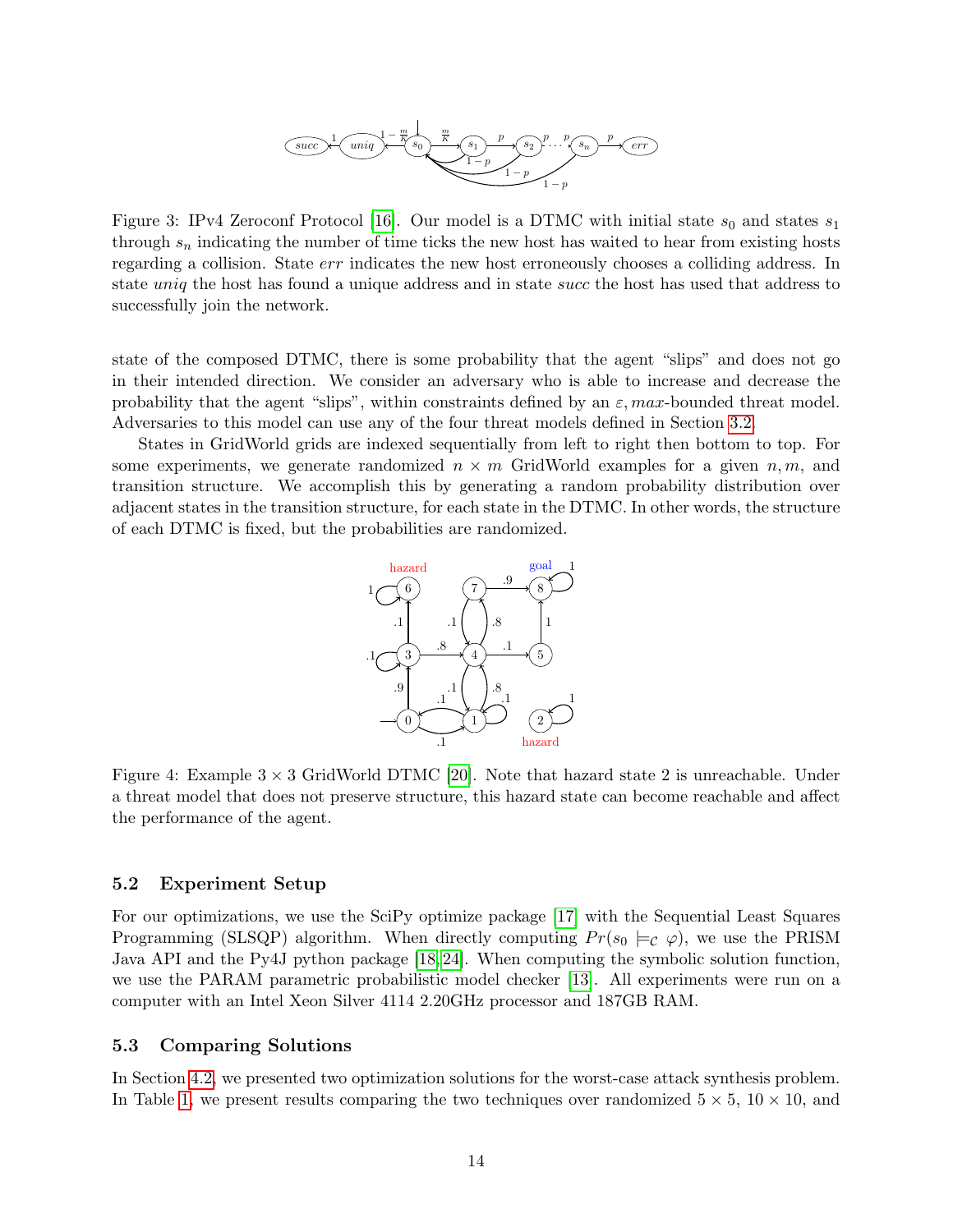Figure 3: IPv4 Zeroconf Protocol [16]. Our model is a DTMC with initial state $s_0$ and states $s_1$ through $s_n$ indicating the number of time ticks the new host has waited to hear from existing hosts regarding a collision. State *err* indicates the new host erroneously chooses a colliding address. In state *uniq* the host has found a unique address and in state *succ* the host has used that address to successfully join the network.

state of the composed DTMC, there is some probability that the agent "slips" and does not go in their intended direction. We consider an adversary who is able to increase and decrease the probability that the agent "slips", within constraints defined by an $\varepsilon, max$-bounded threat model. Adversaries to this model can use any of the four threat models defined in Section 3.2.

States in GridWorld grids are indexed sequentially from left to right then bottom to top. For some experiments, we generate randomized $n \times m$ GridWorld examples for a given $n, m$, and transition structure. We accomplish this by generating a random probability distribution over adjacent states in the transition structure, for each state in the DTMC. In other words, the structure of each DTMC is fixed, but the probabilities are randomized.

Figure 4: Example $3 \times 3$ GridWorld DTMC [20]. Note that hazard state 2 is unreachable. Under a threat model that does not preserve structure, this hazard state can become reachable and affect the performance of the agent.

### 5.2 Experiment Setup

For our optimizations, we use the SciPy optimize package [17] with the Sequential Least Squares Programming (SLSQP) algorithm. When directly computing $Pr(s_0 \models_{\mathcal{C}} \varphi)$, we use the PRISM Java API and the Py4J python package [18, 24]. When computing the symbolic solution function, we use the PARAM parametric probabilistic model checker [13]. All experiments were run on a computer with an Intel Xeon Silver 4114 2.20GHz processor and 187GB RAM.

### 5.3 Comparing Solutions

In Section 4.2, we presented two optimization solutions for the worst-case attack synthesis problem. In Table 1, we present results comparing the two techniques over randomized $5 \times 5$, $10 \times 10$, and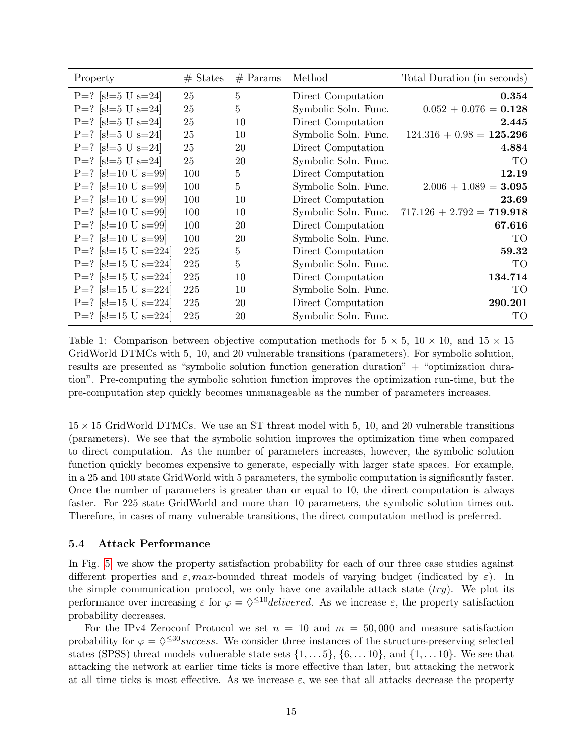| Property | # States | # Params | Method | Total Duration (in seconds) |
|---|---|---|---|---|
| P=? [s!=5 U s=24] | 25 | 5 | Direct Computation | **0.354** |
| P=? [s!=5 U s=24] | 25 | 5 | Symbolic Soln. Func. | 0.052 + 0.076 = **0.128** |
| P=? [s!=5 U s=24] | 25 | 10 | Direct Computation | **2.445** |
| P=? [s!=5 U s=24] | 25 | 10 | Symbolic Soln. Func. | 124.316 + 0.98 = **125.296** |
| P=? [s!=5 U s=24] | 25 | 20 | Direct Computation | **4.884** |
| P=? [s!=5 U s=24] | 25 | 20 | Symbolic Soln. Func. | TO |
| P=? [s!=10 U s=99] | 100 | 5 | Direct Computation | **12.19** |
| P=? [s!=10 U s=99] | 100 | 5 | Symbolic Soln. Func. | 2.006 + 1.089 = **3.095** |
| P=? [s!=10 U s=99] | 100 | 10 | Direct Computation | **23.69** |
| P=? [s!=10 U s=99] | 100 | 10 | Symbolic Soln. Func. | 717.126 + 2.792 = **719.918** |
| P=? [s!=10 U s=99] | 100 | 20 | Direct Computation | **67.616** |
| P=? [s!=10 U s=99] | 100 | 20 | Symbolic Soln. Func. | TO |
| P=? [s!=15 U s=224] | 225 | 5 | Direct Computation | **59.32** |
| P=? [s!=15 U s=224] | 225 | 5 | Symbolic Soln. Func. | TO |
| P=? [s!=15 U s=224] | 225 | 10 | Direct Computation | **134.714** |
| P=? [s!=15 U s=224] | 225 | 10 | Symbolic Soln. Func. | TO |
| P=? [s!=15 U s=224] | 225 | 20 | Direct Computation | **290.201** |
| P=? [s!=15 U s=224] | 225 | 20 | Symbolic Soln. Func. | TO |

Table 1: Comparison between objective computation methods for $5 \times 5$, $10 \times 10$, and $15 \times 15$ GridWorld DTMCs with 5, 10, and 20 vulnerable transitions (parameters). For symbolic solution, results are presented as "symbolic solution function generation duration" + "optimization duration". Pre-computing the symbolic solution function improves the optimization run-time, but the pre-computation step quickly becomes unmanageable as the number of parameters increases.

$15 \times 15$ GridWorld DTMCs. We use an ST threat model with 5, 10, and 20 vulnerable transitions (parameters). We see that the symbolic solution improves the optimization time when compared to direct computation. As the number of parameters increases, however, the symbolic solution function quickly becomes expensive to generate, especially with larger state spaces. For example, in a 25 and 100 state GridWorld with 5 parameters, the symbolic computation is significantly faster. Once the number of parameters is greater than or equal to 10, the direct computation is always faster. For 225 state GridWorld and more than 10 parameters, the symbolic solution times out. Therefore, in cases of many vulnerable transitions, the direct computation method is preferred.

### 5.4 Attack Performance

In Fig. 5, we show the property satisfaction probability for each of our three case studies against different properties and $\varepsilon, max$-bounded threat models of varying budget (indicated by $\varepsilon$). In the simple communication protocol, we only have one available attack state ($try$). We plot its performance over increasing $\varepsilon$ for $\varphi = \Diamond^{\leq 10} delivered$. As we increase $\varepsilon$, the property satisfaction probability decreases.

For the IPv4 Zeroconf Protocol we set $n = 10$ and $m = 50,000$ and measure satisfaction probability for $\varphi = \Diamond^{\leq 30} success$. We consider three instances of the structure-preserving selected states (SPSS) threat models vulnerable state sets $\{1, \ldots 5\}$, $\{6, \ldots 10\}$, and $\{1, \ldots 10\}$. We see that attacking the network at earlier time ticks is more effective than later, but attacking the network at all time ticks is most effective. As we increase $\varepsilon$, we see that all attacks decrease the property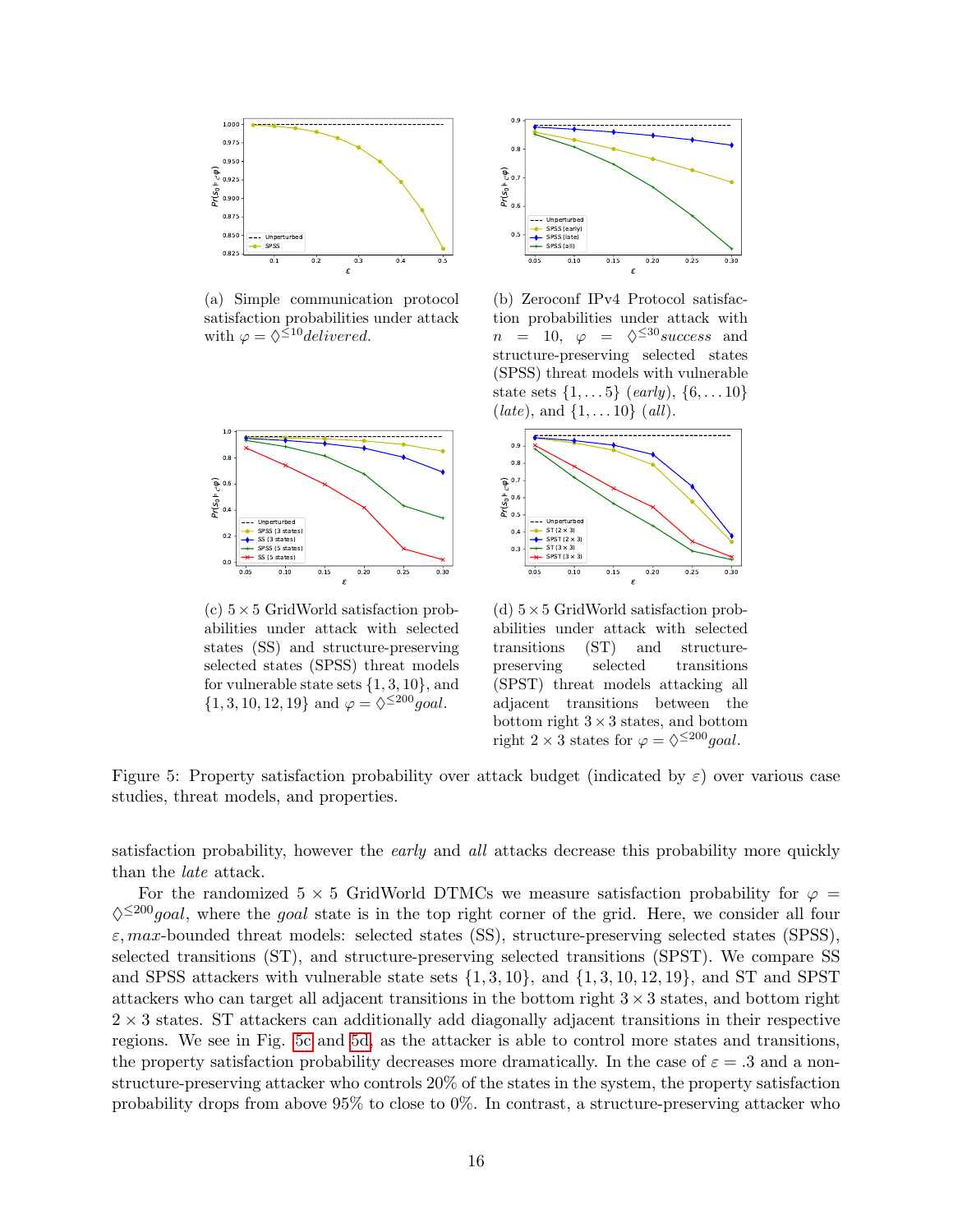(a) Simple communication protocol satisfaction probabilities under attack with $\varphi = \lozenge^{\leq 10} delivered$.

(b) Zeroconf IPv4 Protocol satisfaction probabilities under attack with $n = 10$, $\varphi = \lozenge^{\leq 30} success$ and structure-preserving selected states (SPSS) threat models with vulnerable state sets $\{1, \ldots 5\}$ (*early*), $\{6, \ldots 10\}$ (*late*), and $\{1, \ldots 10\}$ (*all*).

(c) $5 \times 5$ GridWorld satisfaction probabilities under attack with selected states (SS) and structure-preserving selected states (SPSS) threat models for vulnerable state sets $\{1, 3, 10\}$, and $\{1, 3, 10, 12, 19\}$ and $\varphi = \lozenge^{\leq 200} goal$.

(d) $5 \times 5$ GridWorld satisfaction probabilities under attack with selected transitions (ST) and structure-preserving selected transitions (SPST) threat models attacking all adjacent transitions between the bottom right $3 \times 3$ states, and bottom right $2 \times 3$ states for $\varphi = \lozenge^{\leq 200} goal$.

Figure 5: Property satisfaction probability over attack budget (indicated by $\varepsilon$) over various case studies, threat models, and properties.

satisfaction probability, however the *early* and *all* attacks decrease this probability more quickly than the *late* attack.

For the randomized $5 \times 5$ GridWorld DTMCs we measure satisfaction probability for $\varphi = \lozenge^{\leq 200} goal$, where the *goal* state is in the top right corner of the grid. Here, we consider all four $\varepsilon, max$-bounded threat models: selected states (SS), structure-preserving selected states (SPSS), selected transitions (ST), and structure-preserving selected transitions (SPST). We compare SS and SPSS attackers with vulnerable state sets $\{1, 3, 10\}$, and $\{1, 3, 10, 12, 19\}$, and ST and SPST attackers who can target all adjacent transitions in the bottom right $3 \times 3$ states, and bottom right $2 \times 3$ states. ST attackers can additionally add diagonally adjacent transitions in their respective regions. We see in Fig. 5c and 5d, as the attacker is able to control more states and transitions, the property satisfaction probability decreases more dramatically. In the case of $\varepsilon = .3$ and a non-structure-preserving attacker who controls 20% of the states in the system, the property satisfaction probability drops from above 95% to close to 0%. In contrast, a structure-preserving attacker who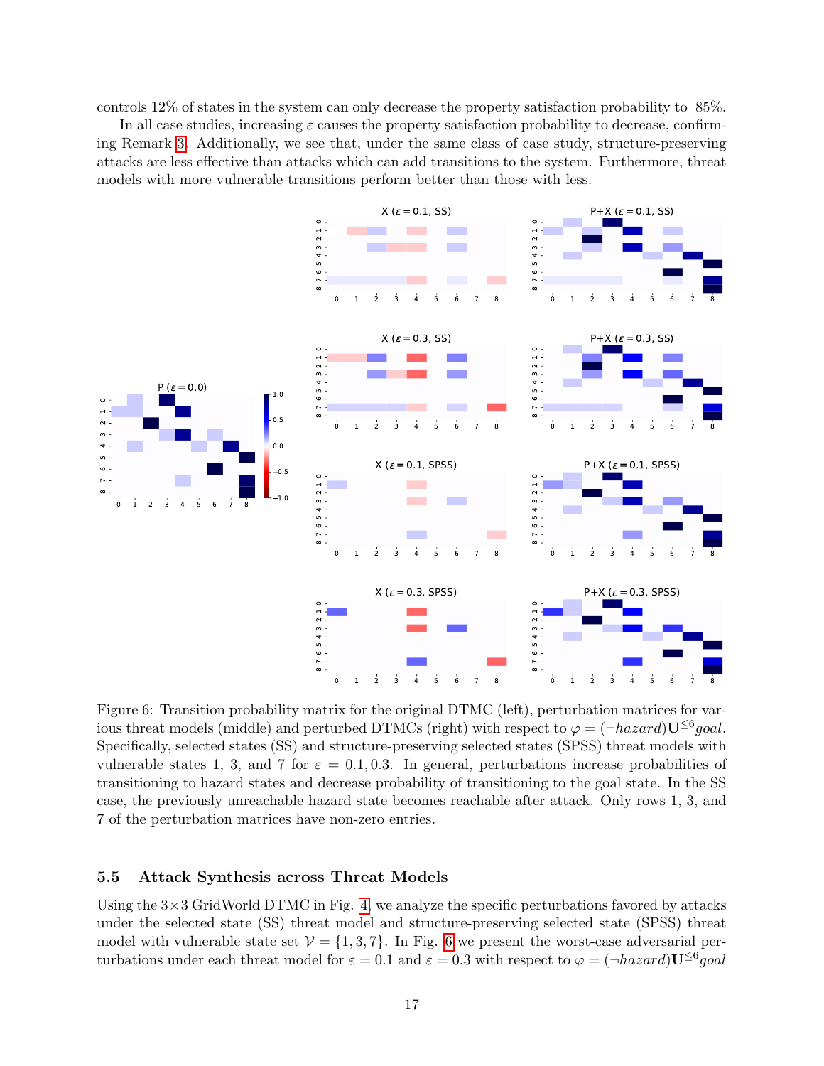controls 12% of states in the system can only decrease the property satisfaction probability to 85%.

In all case studies, increasing $\varepsilon$ causes the property satisfaction probability to decrease, confirming Remark 3. Additionally, we see that, under the same class of case study, structure-preserving attacks are less effective than attacks which can add transitions to the system. Furthermore, threat models with more vulnerable transitions perform better than those with less.

Figure 6: Transition probability matrix for the original DTMC (left), perturbation matrices for various threat models (middle) and perturbed DTMCs (right) with respect to $\varphi = (\neg hazard)\mathbf{U}^{\leq 6} goal$. Specifically, selected states (SS) and structure-preserving selected states (SPSS) threat models with vulnerable states 1, 3, and 7 for $\varepsilon = 0.1, 0.3$. In general, perturbations increase probabilities of transitioning to hazard states and decrease probability of transitioning to the goal state. In the SS case, the previously unreachable hazard state becomes reachable after attack. Only rows 1, 3, and 7 of the perturbation matrices have non-zero entries.

### 5.5 Attack Synthesis across Threat Models

Using the 3×3 GridWorld DTMC in Fig. 4, we analyze the specific perturbations favored by attacks under the selected state (SS) threat model and structure-preserving selected state (SPSS) threat model with vulnerable state set $\mathcal{V} = \{1, 3, 7\}$. In Fig. 6 we present the worst-case adversarial perturbations under each threat model for $\varepsilon = 0.1$ and $\varepsilon = 0.3$ with respect to $\varphi = (\neg hazard)\mathbf{U}^{\leq 6} goal$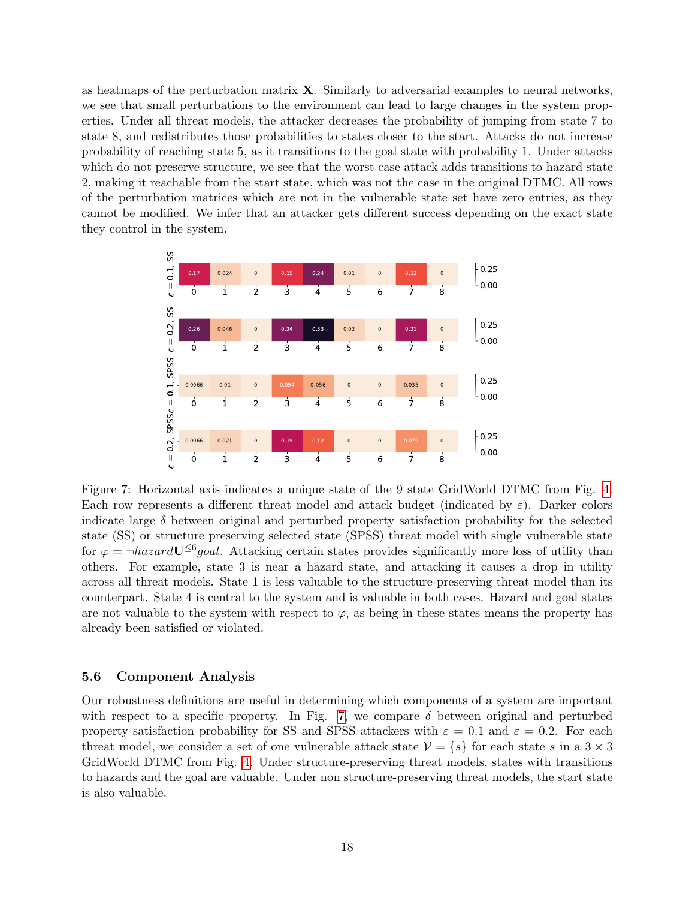as heatmaps of the perturbation matrix $\mathbf{X}$. Similarly to adversarial examples to neural networks, we see that small perturbations to the environment can lead to large changes in the system properties. Under all threat models, the attacker decreases the probability of jumping from state 7 to state 8, and redistributes those probabilities to states closer to the start. Attacks do not increase probability of reaching state 5, as it transitions to the goal state with probability 1. Under attacks which do not preserve structure, we see that the worst case attack adds transitions to hazard state 2, making it reachable from the start state, which was not the case in the original DTMC. All rows of the perturbation matrices which are not in the vulnerable state set have zero entries, as they cannot be modified. We infer that an attacker gets different success depending on the exact state they control in the system.

| | 0 | 1 | 2 | 3 | 4 | 5 | 6 | 7 | 8 |
|---|---|---|---|---|---|---|---|---|---|
| $\varepsilon$ = 0.1, SS | 0.17 | 0.024 | 0 | 0.15 | 0.24 | 0.01 | 0 | 0.13 | 0 |
| $\varepsilon$ = 0.2, SS | 0.26 | 0.046 | 0 | 0.24 | 0.33 | 0.02 | 0 | 0.21 | 0 |
| $\varepsilon$ = 0.1, SPSS | 0.0066 | 0.01 | 0 | 0.094 | 0.056 | 0 | 0 | 0.035 | 0 |
| $\varepsilon$ = 0.2, SPSS | 0.0066 | 0.021 | 0 | 0.19 | 0.12 | 0 | 0 | 0.079 | 0 |

Figure 7: Horizontal axis indicates a unique state of the 9 state GridWorld DTMC from Fig. 4. Each row represents a different threat model and attack budget (indicated by $\varepsilon$). Darker colors indicate large $\delta$ between original and perturbed property satisfaction probability for the selected state (SS) or structure preserving selected state (SPSS) threat model with single vulnerable state for $\varphi = \neg hazard \mathbf{U}^{\leq 6} goal$. Attacking certain states provides significantly more loss of utility than others. For example, state 3 is near a hazard state, and attacking it causes a drop in utility across all threat models. State 1 is less valuable to the structure-preserving threat model than its counterpart. State 4 is central to the system and is valuable in both cases. Hazard and goal states are not valuable to the system with respect to $\varphi$, as being in these states means the property has already been satisfied or violated.

### 5.6 Component Analysis

Our robustness definitions are useful in determining which components of a system are important with respect to a specific property. In Fig. 7, we compare $\delta$ between original and perturbed property satisfaction probability for SS and SPSS attackers with $\varepsilon = 0.1$ and $\varepsilon = 0.2$. For each threat model, we consider a set of one vulnerable attack state $\mathcal{V} = \{s\}$ for each state $s$ in a $3 \times 3$ GridWorld DTMC from Fig. 4. Under structure-preserving threat models, states with transitions to hazards and the goal are valuable. Under non structure-preserving threat models, the start state is also valuable.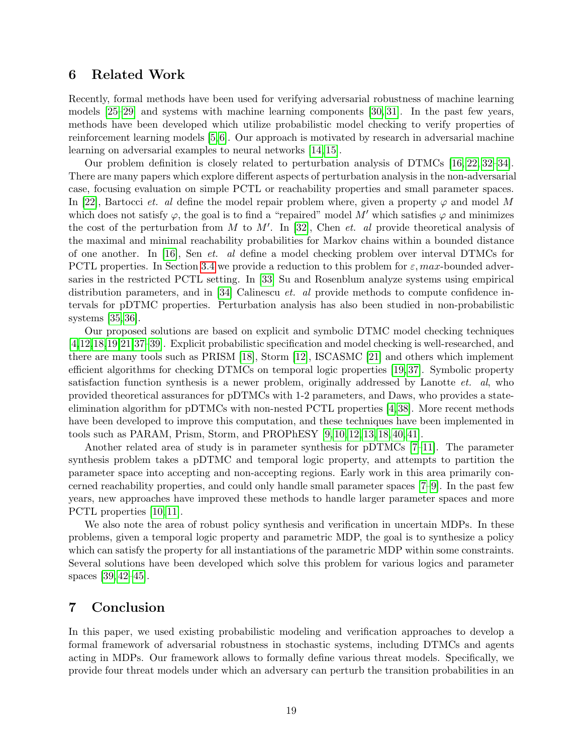## 6 Related Work

Recently, formal methods have been used for verifying adversarial robustness of machine learning models [25–29] and systems with machine learning components [30, 31]. In the past few years, methods have been developed which utilize probabilistic model checking to verify properties of reinforcement learning models [5, 6]. Our approach is motivated by research in adversarial machine learning on adversarial examples to neural networks [14, 15].

Our problem definition is closely related to perturbation analysis of DTMCs [16, 22, 32–34]. There are many papers which explore different aspects of perturbation analysis in the non-adversarial case, focusing evaluation on simple PCTL or reachability properties and small parameter spaces. In [22], Bartocci *et. al* define the model repair problem where, given a property $\varphi$ and model $M$ which does not satisfy $\varphi$, the goal is to find a "repaired" model $M'$ which satisfies $\varphi$ and minimizes the cost of the perturbation from $M$ to $M'$. In [32], Chen *et. al* provide theoretical analysis of the maximal and minimal reachability probabilities for Markov chains within a bounded distance of one another. In [16], Sen *et. al* define a model checking problem over interval DTMCs for PCTL properties. In Section 3.4 we provide a reduction to this problem for $\varepsilon, max$-bounded adversaries in the restricted PCTL setting. In [33] Su and Rosenblum analyze systems using empirical distribution parameters, and in [34] Calinescu *et. al* provide methods to compute confidence intervals for pDTMC properties. Perturbation analysis has also been studied in non-probabilistic systems [35, 36].

Our proposed solutions are based on explicit and symbolic DTMC model checking techniques [4, 12, 18, 19, 21, 37–39]. Explicit probabilistic specification and model checking is well-researched, and there are many tools such as PRISM [18], Storm [12], ISCASMC [21] and others which implement efficient algorithms for checking DTMCs on temporal logic properties [19, 37]. Symbolic property satisfaction function synthesis is a newer problem, originally addressed by Lanotte *et. al*, who provided theoretical assurances for pDTMCs with 1-2 parameters, and Daws, who provides a state-elimination algorithm for pDTMCs with non-nested PCTL properties [4, 38]. More recent methods have been developed to improve this computation, and these techniques have been implemented in tools such as PARAM, Prism, Storm, and PROPhESY [9, 10, 12, 13, 18, 40, 41].

Another related area of study is in parameter synthesis for pDTMCs [7–11]. The parameter synthesis problem takes a pDTMC and temporal logic property, and attempts to partition the parameter space into accepting and non-accepting regions. Early work in this area primarily concerned reachability properties, and could only handle small parameter spaces [7–9]. In the past few years, new approaches have improved these methods to handle larger parameter spaces and more PCTL properties [10, 11].

We also note the area of robust policy synthesis and verification in uncertain MDPs. In these problems, given a temporal logic property and parametric MDP, the goal is to synthesize a policy which can satisfy the property for all instantiations of the parametric MDP within some constraints. Several solutions have been developed which solve this problem for various logics and parameter spaces [39, 42–45].

## 7 Conclusion

In this paper, we used existing probabilistic modeling and verification approaches to develop a formal framework of adversarial robustness in stochastic systems, including DTMCs and agents acting in MDPs. Our framework allows to formally define various threat models. Specifically, we provide four threat models under which an adversary can perturb the transition probabilities in an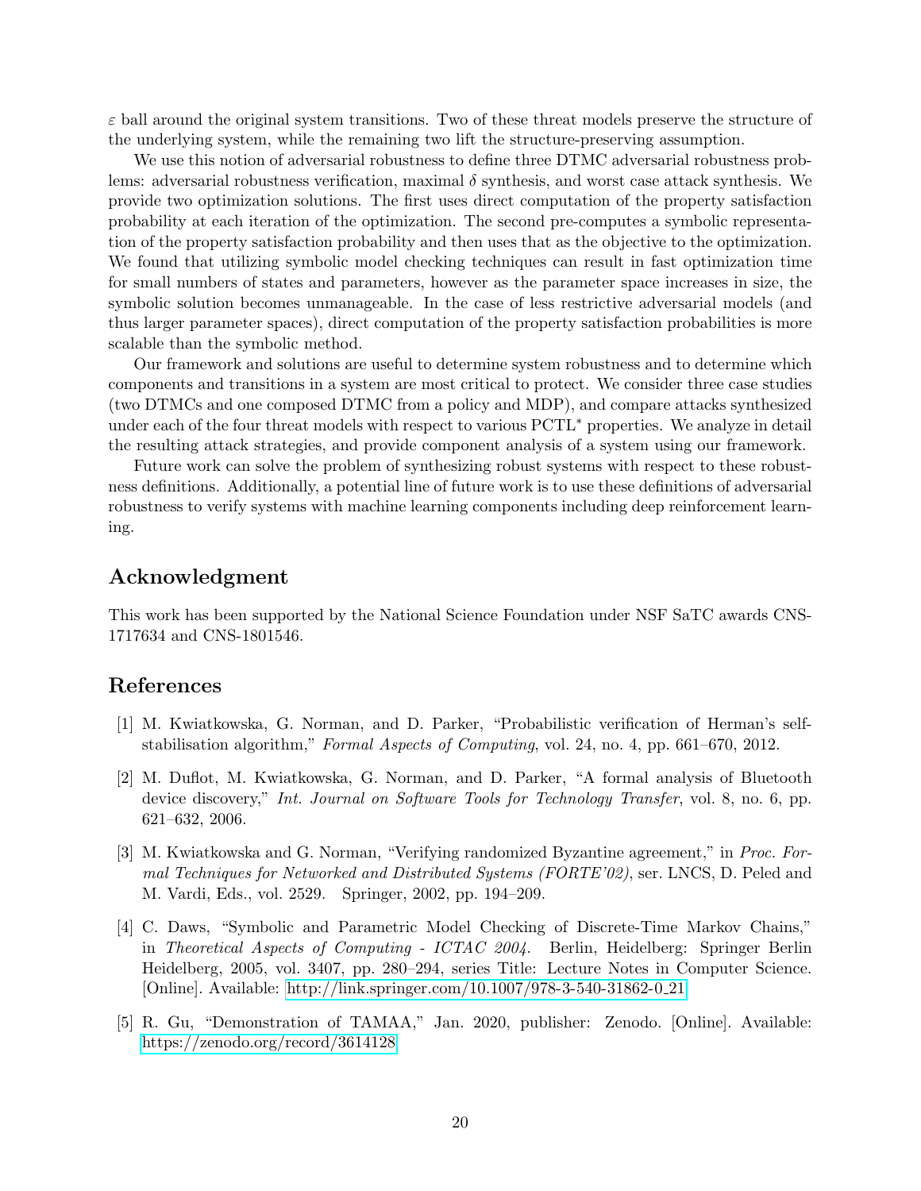$\varepsilon$ ball around the original system transitions. Two of these threat models preserve the structure of the underlying system, while the remaining two lift the structure-preserving assumption.

We use this notion of adversarial robustness to define three DTMC adversarial robustness problems: adversarial robustness verification, maximal $\delta$ synthesis, and worst case attack synthesis. We provide two optimization solutions. The first uses direct computation of the property satisfaction probability at each iteration of the optimization. The second pre-computes a symbolic representation of the property satisfaction probability and then uses that as the objective to the optimization. We found that utilizing symbolic model checking techniques can result in fast optimization time for small numbers of states and parameters, however as the parameter space increases in size, the symbolic solution becomes unmanageable. In the case of less restrictive adversarial models (and thus larger parameter spaces), direct computation of the property satisfaction probabilities is more scalable than the symbolic method.

Our framework and solutions are useful to determine system robustness and to determine which components and transitions in a system are most critical to protect. We consider three case studies (two DTMCs and one composed DTMC from a policy and MDP), and compare attacks synthesized under each of the four threat models with respect to various PCTL$^*$ properties. We analyze in detail the resulting attack strategies, and provide component analysis of a system using our framework.

Future work can solve the problem of synthesizing robust systems with respect to these robustness definitions. Additionally, a potential line of future work is to use these definitions of adversarial robustness to verify systems with machine learning components including deep reinforcement learning.

## Acknowledgment

This work has been supported by the National Science Foundation under NSF SaTC awards CNS-1717634 and CNS-1801546.

## References

[1] M. Kwiatkowska, G. Norman, and D. Parker, "Probabilistic verification of Herman's self-stabilisation algorithm," *Formal Aspects of Computing*, vol. 24, no. 4, pp. 661–670, 2012.

[2] M. Duflot, M. Kwiatkowska, G. Norman, and D. Parker, "A formal analysis of Bluetooth device discovery," *Int. Journal on Software Tools for Technology Transfer*, vol. 8, no. 6, pp. 621–632, 2006.

[3] M. Kwiatkowska and G. Norman, "Verifying randomized Byzantine agreement," in *Proc. Formal Techniques for Networked and Distributed Systems (FORTE'02)*, ser. LNCS, D. Peled and M. Vardi, Eds., vol. 2529. Springer, 2002, pp. 194–209.

[4] C. Daws, "Symbolic and Parametric Model Checking of Discrete-Time Markov Chains," in *Theoretical Aspects of Computing - ICTAC 2004*. Berlin, Heidelberg: Springer Berlin Heidelberg, 2005, vol. 3407, pp. 280–294, series Title: Lecture Notes in Computer Science. [Online]. Available: http://link.springer.com/10.1007/978-3-540-31862-0_21

[5] R. Gu, "Demonstration of TAMAA," Jan. 2020, publisher: Zenodo. [Online]. Available: https://zenodo.org/record/3614128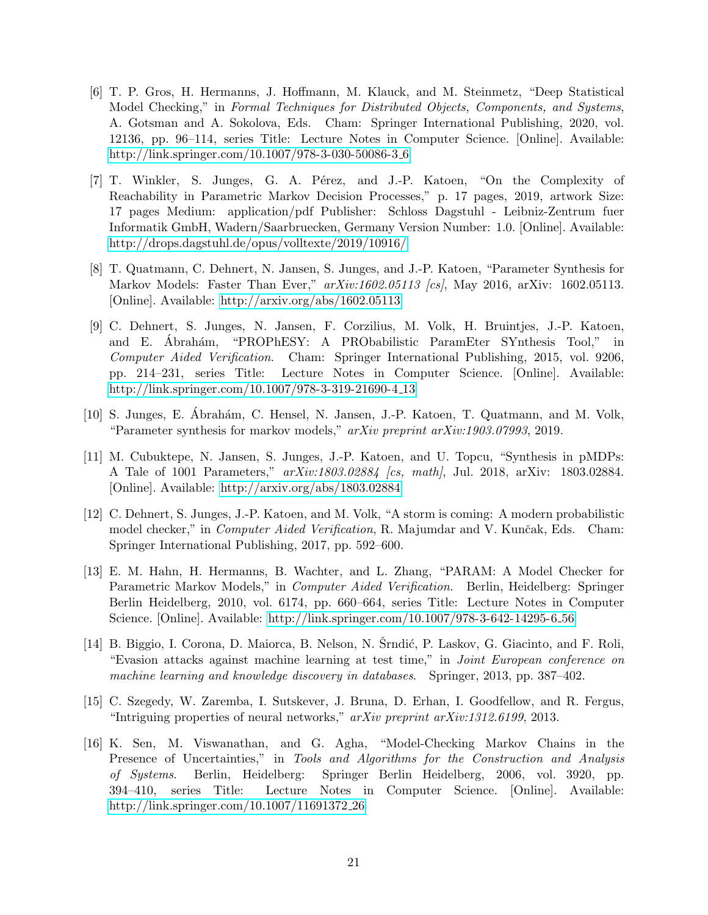[6] T. P. Gros, H. Hermanns, J. Hoffmann, M. Klauck, and M. Steinmetz, "Deep Statistical Model Checking," in *Formal Techniques for Distributed Objects, Components, and Systems*, A. Gotsman and A. Sokolova, Eds. Cham: Springer International Publishing, 2020, vol. 12136, pp. 96–114, series Title: Lecture Notes in Computer Science. [Online]. Available: http://link.springer.com/10.1007/978-3-030-50086-3_6

[7] T. Winkler, S. Junges, G. A. Pérez, and J.-P. Katoen, "On the Complexity of Reachability in Parametric Markov Decision Processes," p. 17 pages, 2019, artwork Size: 17 pages Medium: application/pdf Publisher: Schloss Dagstuhl - Leibniz-Zentrum fuer Informatik GmbH, Wadern/Saarbruecken, Germany Version Number: 1.0. [Online]. Available: http://drops.dagstuhl.de/opus/volltexte/2019/10916/

[8] T. Quatmann, C. Dehnert, N. Jansen, S. Junges, and J.-P. Katoen, "Parameter Synthesis for Markov Models: Faster Than Ever," *arXiv:1602.05113 [cs]*, May 2016, arXiv: 1602.05113. [Online]. Available: http://arxiv.org/abs/1602.05113

[9] C. Dehnert, S. Junges, N. Jansen, F. Corzilius, M. Volk, H. Bruintjes, J.-P. Katoen, and E. Ábrahám, "PROPhESY: A PRObabilistic ParamEter SYnthesis Tool," in *Computer Aided Verification*. Cham: Springer International Publishing, 2015, vol. 9206, pp. 214–231, series Title: Lecture Notes in Computer Science. [Online]. Available: http://link.springer.com/10.1007/978-3-319-21690-4_13

[10] S. Junges, E. Ábrahám, C. Hensel, N. Jansen, J.-P. Katoen, T. Quatmann, and M. Volk, "Parameter synthesis for markov models," *arXiv preprint arXiv:1903.07993*, 2019.

[11] M. Cubuktepe, N. Jansen, S. Junges, J.-P. Katoen, and U. Topcu, "Synthesis in pMDPs: A Tale of 1001 Parameters," *arXiv:1803.02884 [cs, math]*, Jul. 2018, arXiv: 1803.02884. [Online]. Available: http://arxiv.org/abs/1803.02884

[12] C. Dehnert, S. Junges, J.-P. Katoen, and M. Volk, "A storm is coming: A modern probabilistic model checker," in *Computer Aided Verification*, R. Majumdar and V. Kunčak, Eds. Cham: Springer International Publishing, 2017, pp. 592–600.

[13] E. M. Hahn, H. Hermanns, B. Wachter, and L. Zhang, "PARAM: A Model Checker for Parametric Markov Models," in *Computer Aided Verification*. Berlin, Heidelberg: Springer Berlin Heidelberg, 2010, vol. 6174, pp. 660–664, series Title: Lecture Notes in Computer Science. [Online]. Available: http://link.springer.com/10.1007/978-3-642-14295-6_56

[14] B. Biggio, I. Corona, D. Maiorca, B. Nelson, N. Šrndić, P. Laskov, G. Giacinto, and F. Roli, "Evasion attacks against machine learning at test time," in *Joint European conference on machine learning and knowledge discovery in databases*. Springer, 2013, pp. 387–402.

[15] C. Szegedy, W. Zaremba, I. Sutskever, J. Bruna, D. Erhan, I. Goodfellow, and R. Fergus, "Intriguing properties of neural networks," *arXiv preprint arXiv:1312.6199*, 2013.

[16] K. Sen, M. Viswanathan, and G. Agha, "Model-Checking Markov Chains in the Presence of Uncertainties," in *Tools and Algorithms for the Construction and Analysis of Systems*. Berlin, Heidelberg: Springer Berlin Heidelberg, 2006, vol. 3920, pp. 394–410, series Title: Lecture Notes in Computer Science. [Online]. Available: http://link.springer.com/10.1007/11691372_26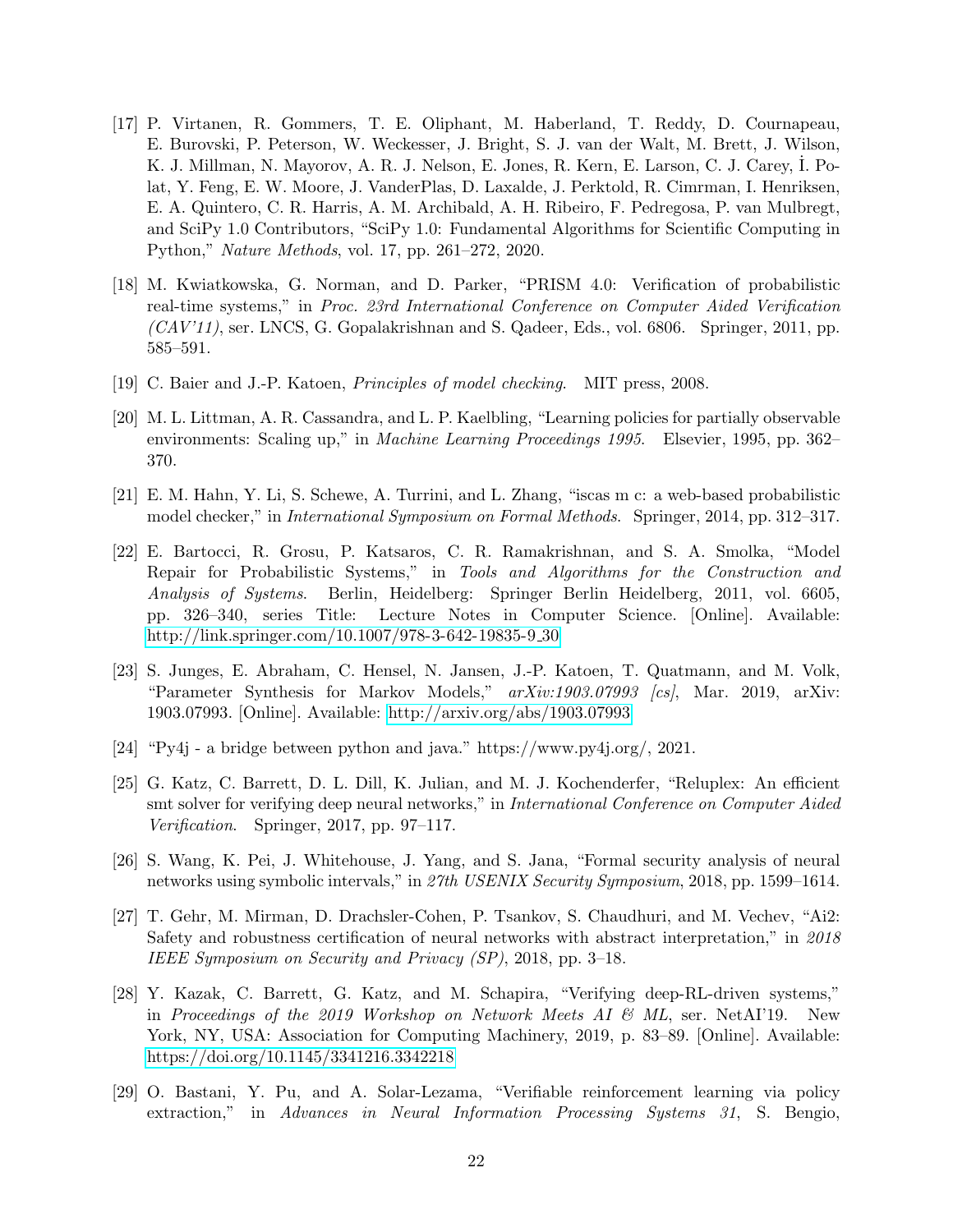[17] P. Virtanen, R. Gommers, T. E. Oliphant, M. Haberland, T. Reddy, D. Cournapeau, E. Burovski, P. Peterson, W. Weckesser, J. Bright, S. J. van der Walt, M. Brett, J. Wilson, K. J. Millman, N. Mayorov, A. R. J. Nelson, E. Jones, R. Kern, E. Larson, C. J. Carey, İ. Polat, Y. Feng, E. W. Moore, J. VanderPlas, D. Laxalde, J. Perktold, R. Cimrman, I. Henriksen, E. A. Quintero, C. R. Harris, A. M. Archibald, A. H. Ribeiro, F. Pedregosa, P. van Mulbregt, and SciPy 1.0 Contributors, "SciPy 1.0: Fundamental Algorithms for Scientific Computing in Python," *Nature Methods*, vol. 17, pp. 261–272, 2020.

[18] M. Kwiatkowska, G. Norman, and D. Parker, "PRISM 4.0: Verification of probabilistic real-time systems," in *Proc. 23rd International Conference on Computer Aided Verification (CAV'11)*, ser. LNCS, G. Gopalakrishnan and S. Qadeer, Eds., vol. 6806. Springer, 2011, pp. 585–591.

[19] C. Baier and J.-P. Katoen, *Principles of model checking*. MIT press, 2008.

[20] M. L. Littman, A. R. Cassandra, and L. P. Kaelbling, "Learning policies for partially observable environments: Scaling up," in *Machine Learning Proceedings 1995*. Elsevier, 1995, pp. 362–370.

[21] E. M. Hahn, Y. Li, S. Schewe, A. Turrini, and L. Zhang, "iscas m c: a web-based probabilistic model checker," in *International Symposium on Formal Methods*. Springer, 2014, pp. 312–317.

[22] E. Bartocci, R. Grosu, P. Katsaros, C. R. Ramakrishnan, and S. A. Smolka, "Model Repair for Probabilistic Systems," in *Tools and Algorithms for the Construction and Analysis of Systems*. Berlin, Heidelberg: Springer Berlin Heidelberg, 2011, vol. 6605, pp. 326–340, series Title: Lecture Notes in Computer Science. [Online]. Available: http://link.springer.com/10.1007/978-3-642-19835-9_30

[23] S. Junges, E. Abraham, C. Hensel, N. Jansen, J.-P. Katoen, T. Quatmann, and M. Volk, "Parameter Synthesis for Markov Models," *arXiv:1903.07993 [cs]*, Mar. 2019, arXiv: 1903.07993. [Online]. Available: http://arxiv.org/abs/1903.07993

[24] "Py4j - a bridge between python and java." https://www.py4j.org/, 2021.

[25] G. Katz, C. Barrett, D. L. Dill, K. Julian, and M. J. Kochenderfer, "Reluplex: An efficient smt solver for verifying deep neural networks," in *International Conference on Computer Aided Verification*. Springer, 2017, pp. 97–117.

[26] S. Wang, K. Pei, J. Whitehouse, J. Yang, and S. Jana, "Formal security analysis of neural networks using symbolic intervals," in *27th USENIX Security Symposium*, 2018, pp. 1599–1614.

[27] T. Gehr, M. Mirman, D. Drachsler-Cohen, P. Tsankov, S. Chaudhuri, and M. Vechev, "Ai2: Safety and robustness certification of neural networks with abstract interpretation," in *2018 IEEE Symposium on Security and Privacy (SP)*, 2018, pp. 3–18.

[28] Y. Kazak, C. Barrett, G. Katz, and M. Schapira, "Verifying deep-RL-driven systems," in *Proceedings of the 2019 Workshop on Network Meets AI & ML*, ser. NetAI'19. New York, NY, USA: Association for Computing Machinery, 2019, p. 83–89. [Online]. Available: https://doi.org/10.1145/3341216.3342218

[29] O. Bastani, Y. Pu, and A. Solar-Lezama, "Verifiable reinforcement learning via policy extraction," in *Advances in Neural Information Processing Systems 31*, S. Bengio,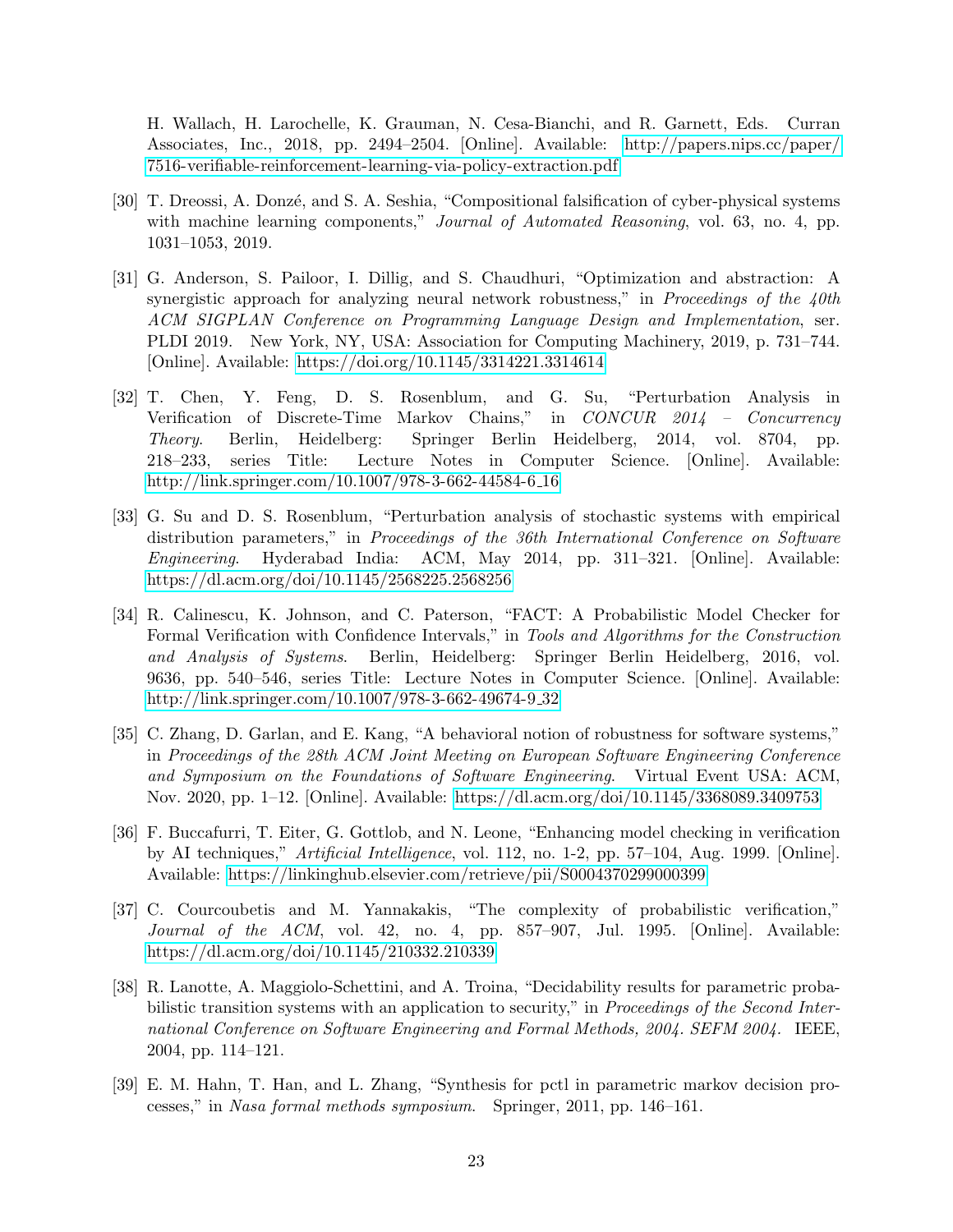H. Wallach, H. Larochelle, K. Grauman, N. Cesa-Bianchi, and R. Garnett, Eds. Curran Associates, Inc., 2018, pp. 2494–2504. [Online]. Available: http://papers.nips.cc/paper/7516-verifiable-reinforcement-learning-via-policy-extraction.pdf

[30] T. Dreossi, A. Donzé, and S. A. Seshia, "Compositional falsification of cyber-physical systems with machine learning components," *Journal of Automated Reasoning*, vol. 63, no. 4, pp. 1031–1053, 2019.

[31] G. Anderson, S. Pailoor, I. Dillig, and S. Chaudhuri, "Optimization and abstraction: A synergistic approach for analyzing neural network robustness," in *Proceedings of the 40th ACM SIGPLAN Conference on Programming Language Design and Implementation*, ser. PLDI 2019. New York, NY, USA: Association for Computing Machinery, 2019, p. 731–744. [Online]. Available: https://doi.org/10.1145/3314221.3314614

[32] T. Chen, Y. Feng, D. S. Rosenblum, and G. Su, "Perturbation Analysis in Verification of Discrete-Time Markov Chains," in *CONCUR 2014 – Concurrency Theory*. Berlin, Heidelberg: Springer Berlin Heidelberg, 2014, vol. 8704, pp. 218–233, series Title: Lecture Notes in Computer Science. [Online]. Available: http://link.springer.com/10.1007/978-3-662-44584-6_16

[33] G. Su and D. S. Rosenblum, "Perturbation analysis of stochastic systems with empirical distribution parameters," in *Proceedings of the 36th International Conference on Software Engineering*. Hyderabad India: ACM, May 2014, pp. 311–321. [Online]. Available: https://dl.acm.org/doi/10.1145/2568225.2568256

[34] R. Calinescu, K. Johnson, and C. Paterson, "FACT: A Probabilistic Model Checker for Formal Verification with Confidence Intervals," in *Tools and Algorithms for the Construction and Analysis of Systems*. Berlin, Heidelberg: Springer Berlin Heidelberg, 2016, vol. 9636, pp. 540–546, series Title: Lecture Notes in Computer Science. [Online]. Available: http://link.springer.com/10.1007/978-3-662-49674-9_32

[35] C. Zhang, D. Garlan, and E. Kang, "A behavioral notion of robustness for software systems," in *Proceedings of the 28th ACM Joint Meeting on European Software Engineering Conference and Symposium on the Foundations of Software Engineering*. Virtual Event USA: ACM, Nov. 2020, pp. 1–12. [Online]. Available: https://dl.acm.org/doi/10.1145/3368089.3409753

[36] F. Buccafurri, T. Eiter, G. Gottlob, and N. Leone, "Enhancing model checking in verification by AI techniques," *Artificial Intelligence*, vol. 112, no. 1-2, pp. 57–104, Aug. 1999. [Online]. Available: https://linkinghub.elsevier.com/retrieve/pii/S0004370299000399

[37] C. Courcoubetis and M. Yannakakis, "The complexity of probabilistic verification," *Journal of the ACM*, vol. 42, no. 4, pp. 857–907, Jul. 1995. [Online]. Available: https://dl.acm.org/doi/10.1145/210332.210339

[38] R. Lanotte, A. Maggiolo-Schettini, and A. Troina, "Decidability results for parametric probabilistic transition systems with an application to security," in *Proceedings of the Second International Conference on Software Engineering and Formal Methods, 2004. SEFM 2004*. IEEE, 2004, pp. 114–121.

[39] E. M. Hahn, T. Han, and L. Zhang, "Synthesis for pctl in parametric markov decision processes," in *Nasa formal methods symposium*. Springer, 2011, pp. 146–161.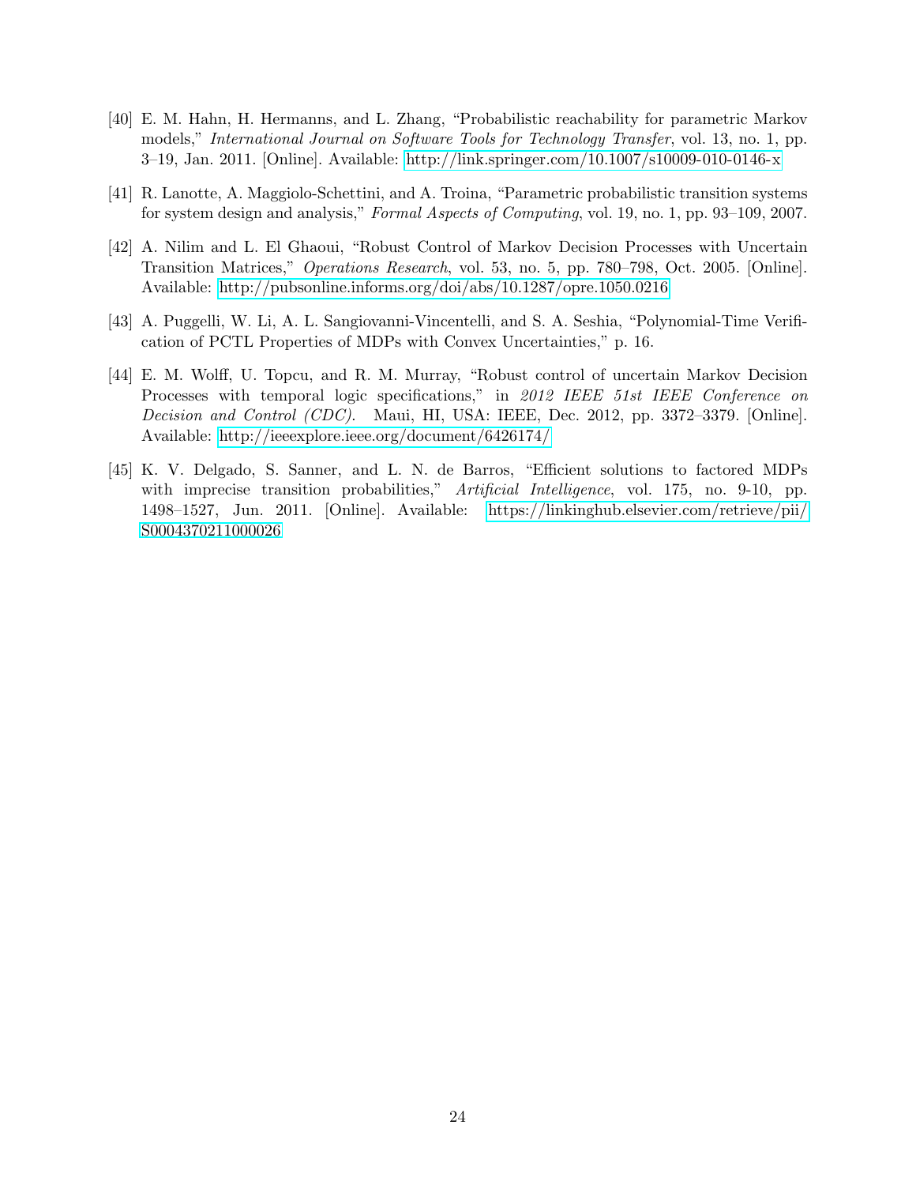[40] E. M. Hahn, H. Hermanns, and L. Zhang, "Probabilistic reachability for parametric Markov models," *International Journal on Software Tools for Technology Transfer*, vol. 13, no. 1, pp. 3–19, Jan. 2011. [Online]. Available: http://link.springer.com/10.1007/s10009-010-0146-x

[41] R. Lanotte, A. Maggiolo-Schettini, and A. Troina, "Parametric probabilistic transition systems for system design and analysis," *Formal Aspects of Computing*, vol. 19, no. 1, pp. 93–109, 2007.

[42] A. Nilim and L. El Ghaoui, "Robust Control of Markov Decision Processes with Uncertain Transition Matrices," *Operations Research*, vol. 53, no. 5, pp. 780–798, Oct. 2005. [Online]. Available: http://pubsonline.informs.org/doi/abs/10.1287/opre.1050.0216

[43] A. Puggelli, W. Li, A. L. Sangiovanni-Vincentelli, and S. A. Seshia, "Polynomial-Time Verification of PCTL Properties of MDPs with Convex Uncertainties," p. 16.

[44] E. M. Wolff, U. Topcu, and R. M. Murray, "Robust control of uncertain Markov Decision Processes with temporal logic specifications," in *2012 IEEE 51st IEEE Conference on Decision and Control (CDC)*. Maui, HI, USA: IEEE, Dec. 2012, pp. 3372–3379. [Online]. Available: http://ieeexplore.ieee.org/document/6426174/

[45] K. V. Delgado, S. Sanner, and L. N. de Barros, "Efficient solutions to factored MDPs with imprecise transition probabilities," *Artificial Intelligence*, vol. 175, no. 9-10, pp. 1498–1527, Jun. 2011. [Online]. Available: https://linkinghub.elsevier.com/retrieve/pii/S0004370211000026